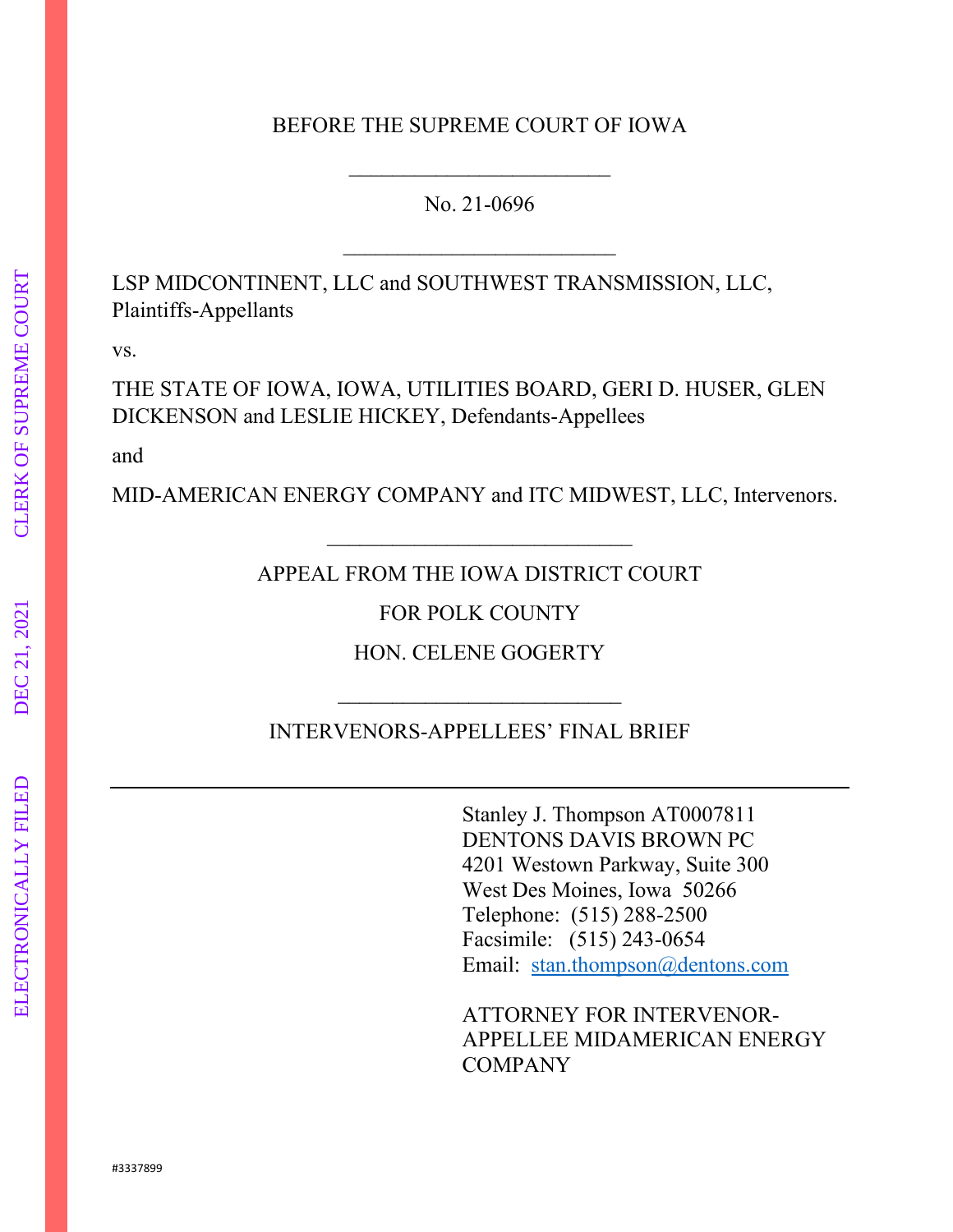BEFORE THE SUPREME COURT OF IOWA

______________________

No. 21-0696

______________________

LSP MIDCONTINENT, LLC and SOUTHWEST TRANSMISSION, LLC, Plaintiffs-Appellants

vs.

THE STATE OF IOWA, IOWA, UTILITIES BOARD, GERI D. HUSER, GLEN DICKENSON and LESLIE HICKEY, Defendants-Appellees

and

MID-AMERICAN ENERGY COMPANY and ITC MIDWEST, LLC, Intervenors.

______________________

APPEAL FROM THE IOWA DISTRICT COURT

FOR POLK COUNTY

HON. CELENE GOGERTY

______________________

INTERVENORS-APPELLEES' FINAL BRIEF

---

Stanley J. Thompson AT0007811
DENTONS DAVIS BROWN PC
4201 Westown Parkway, Suite 300
West Des Moines, Iowa 50266
Telephone: (515) 288-2500
Facsimile: (515) 243-0654
Email: stan.thompson@dentons.com

ATTORNEY FOR INTERVENOR-APPELLEE MIDAMERICAN ENERGY COMPANY

#3337899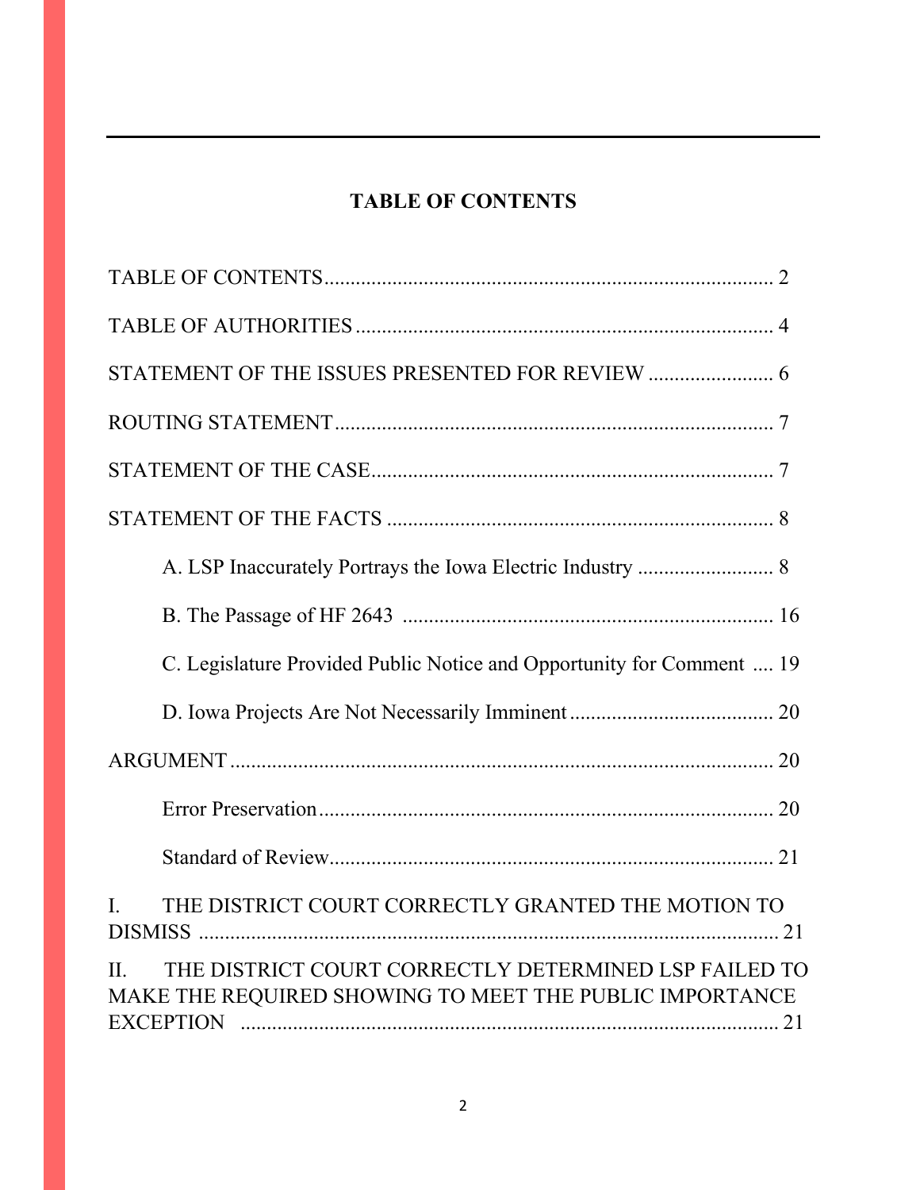## TABLE OF CONTENTS

TABLE OF CONTENTS .................................................................................... 2

TABLE OF AUTHORITIES ............................................................................ 4

STATEMENT OF THE ISSUES PRESENTED FOR REVIEW ........................ 6

ROUTING STATEMENT ................................................................................ 7

STATEMENT OF THE CASE ......................................................................... 7

STATEMENT OF THE FACTS ....................................................................... 8

A. LSP Inaccurately Portrays the Iowa Electric Industry .......................... 8

B. The Passage of HF 2643 ....................................................................... 16

C. Legislature Provided Public Notice and Opportunity for Comment .... 19

D. Iowa Projects Are Not Necessarily Imminent ...................................... 20

ARGUMENT ..................................................................................................... 20

Error Preservation ........................................................................................ 20

Standard of Review ...................................................................................... 21

I. THE DISTRICT COURT CORRECTLY GRANTED THE MOTION TO DISMISS ........................................................................................................ 21

II. THE DISTRICT COURT CORRECTLY DETERMINED LSP FAILED TO MAKE THE REQUIRED SHOWING TO MEET THE PUBLIC IMPORTANCE EXCEPTION ...................................................................................................... 21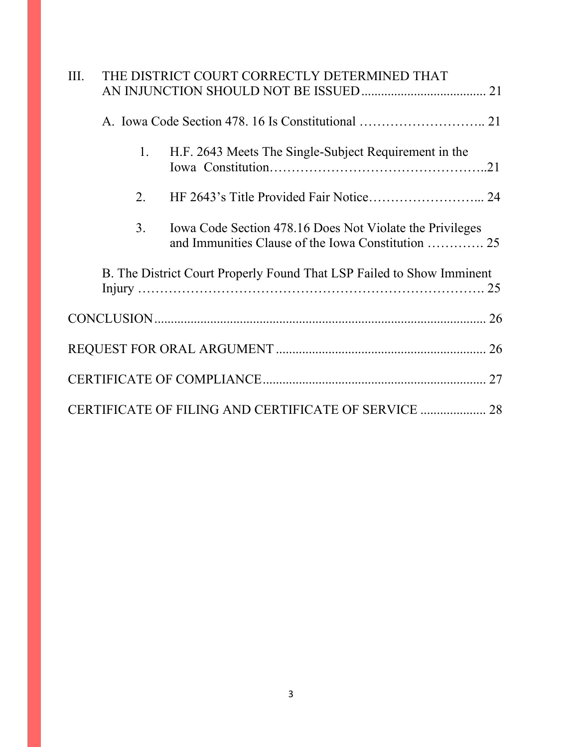III. THE DISTRICT COURT CORRECTLY DETERMINED THAT AN INJUNCTION SHOULD NOT BE ISSUED ...................................... 21

A. Iowa Code Section 478. 16 Is Constitutional ……………………….. 21

1. H.F. 2643 Meets The Single-Subject Requirement in the Iowa Constitution…………………………………………..21

2. HF 2643's Title Provided Fair Notice……………………... 24

3. Iowa Code Section 478.16 Does Not Violate the Privileges and Immunities Clause of the Iowa Constitution …………. 25

B. The District Court Properly Found That LSP Failed to Show Imminent Injury ………………………………………………………………. 25

CONCLUSION ..................................................................................... 26

REQUEST FOR ORAL ARGUMENT ................................................................ 26

CERTIFICATE OF COMPLIANCE .................................................................... 27

CERTIFICATE OF FILING AND CERTIFICATE OF SERVICE .................... 28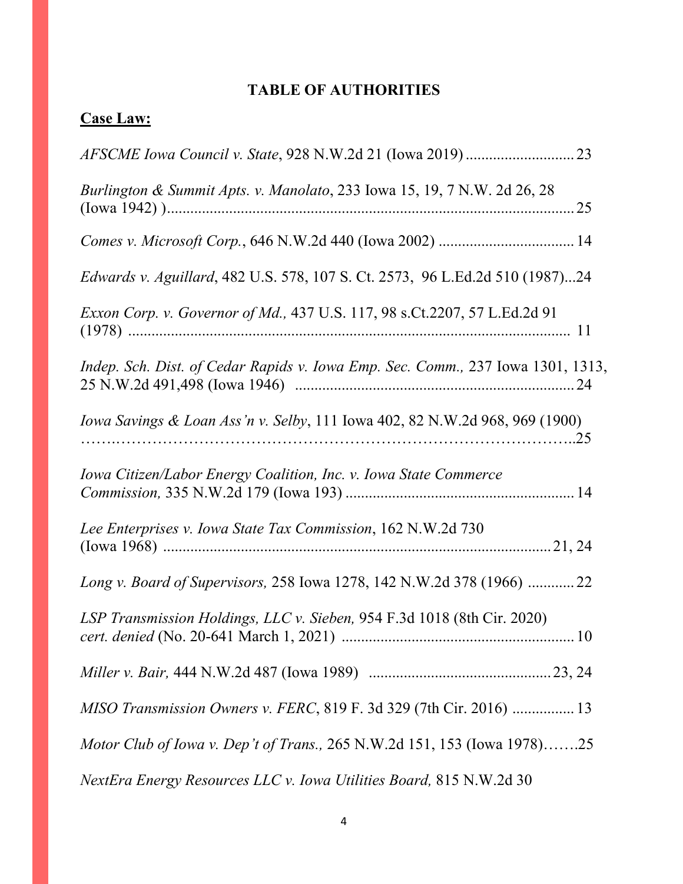## TABLE OF AUTHORITIES

**Case Law:**

*AFSCME Iowa Council v. State*, 928 N.W.2d 21 (Iowa 2019) ............................ 23

*Burlington & Summit Apts. v. Manolato*, 233 Iowa 15, 19, 7 N.W. 2d 26, 28 (Iowa 1942) )........................................................................................................ 25

*Comes v. Microsoft Corp.*, 646 N.W.2d 440 (Iowa 2002) ................................... 14

*Edwards v. Aguillard*, 482 U.S. 578, 107 S. Ct. 2573, 96 L.Ed.2d 510 (1987)...24

*Exxon Corp. v. Governor of Md.,* 437 U.S. 117, 98 s.Ct.2207, 57 L.Ed.2d 91 (1978) ..................................................................................................................... 11

*Indep. Sch. Dist. of Cedar Rapids v. Iowa Emp. Sec. Comm.,* 237 Iowa 1301, 1313, 25 N.W.2d 491,498 (Iowa 1946) ........................................................................ 24

*Iowa Savings & Loan Ass'n v. Selby*, 111 Iowa 402, 82 N.W.2d 968, 969 (1900) ……..…………………………………………………………………………..25

*Iowa Citizen/Labor Energy Coalition, Inc. v. Iowa State Commerce Commission,* 335 N.W.2d 179 (Iowa 193) ........................................................... 14

*Lee Enterprises v. Iowa State Tax Commission*, 162 N.W.2d 730 (Iowa 1968) ..................................................................................................... 21, 24

*Long v. Board of Supervisors,* 258 Iowa 1278, 142 N.W.2d 378 (1966) ............ 22

*LSP Transmission Holdings, LLC v. Sieben,* 954 F.3d 1018 (8th Cir. 2020) *cert. denied* (No. 20-641 March 1, 2021) ............................................................ 10

*Miller v. Bair,* 444 N.W.2d 487 (Iowa 1989) .............................................. 23, 24

*MISO Transmission Owners v. FERC*, 819 F. 3d 329 (7th Cir. 2016) ................ 13

*Motor Club of Iowa v. Dep't of Trans.,* 265 N.W.2d 151, 153 (Iowa 1978)…….25

*NextEra Energy Resources LLC v. Iowa Utilities Board,* 815 N.W.2d 30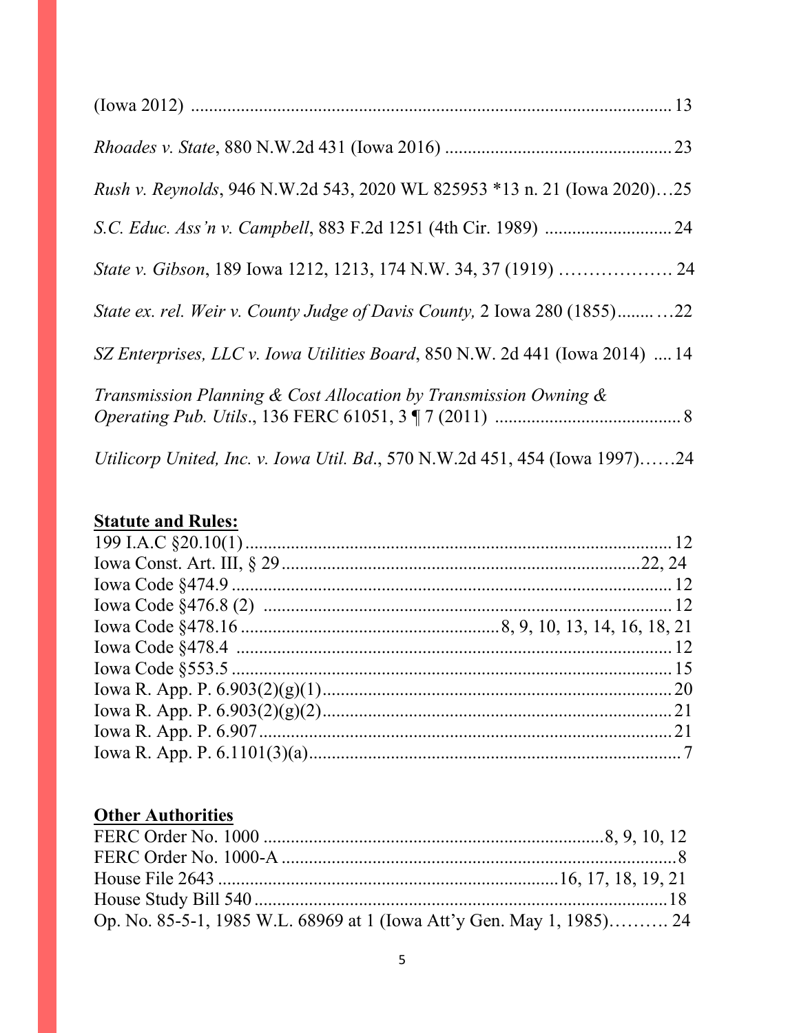(Iowa 2012) .......................................................................................... 13

*Rhoades v. State*, 880 N.W.2d 431 (Iowa 2016) ................................................. 23

*Rush v. Reynolds*, 946 N.W.2d 543, 2020 WL 825953 *13 n. 21 (Iowa 2020)…25

*S.C. Educ. Ass'n v. Campbell*, 883 F.2d 1251 (4th Cir. 1989) ............................ 24

*State v. Gibson*, 189 Iowa 1212, 1213, 174 N.W. 34, 37 (1919) ………………. 24

*State ex. rel. Weir v. County Judge of Davis County,* 2 Iowa 280 (1855)........ …22

*SZ Enterprises, LLC v. Iowa Utilities Board*, 850 N.W. 2d 441 (Iowa 2014) .... 14

*Transmission Planning & Cost Allocation by Transmission Owning & Operating Pub. Utils*., 136 FERC 61051, 3 ¶ 7 (2011) ......................................... 8

*Utilicorp United, Inc. v. Iowa Util. Bd*., 570 N.W.2d 451, 454 (Iowa 1997)……24

**Statute and Rules:**

199 I.A.C §20.10(1) ............................................................................................... 12
Iowa Const. Art. III, § 29 ...............................................................................22, 24
Iowa Code §474.9 .................................................................................................. 12
Iowa Code §476.8 (2) ........................................................................................... 12
Iowa Code §478.16 .........................................................8, 9, 10, 13, 14, 16, 18, 21
Iowa Code §478.4 ................................................................................................. 12
Iowa Code §553.5 .................................................................................................. 15
Iowa R. App. P. 6.903(2)(g)(1) .............................................................................. 20
Iowa R. App. P. 6.903(2)(g)(2) .............................................................................. 21
Iowa R. App. P. 6.907 ............................................................................................ 21
Iowa R. App. P. 6.1101(3)(a) .................................................................................. 7

**Other Authorities**

FERC Order No. 1000 ............................................................................8, 9, 10, 12
FERC Order No. 1000-A ..........................................................................................8
House File 2643 ..........................................................................16, 17, 18, 19, 21
House Study Bill 540 ..............................................................................................18
Op. No. 85-5-1, 1985 W.L. 68969 at 1 (Iowa Att'y Gen. May 1, 1985)………. 24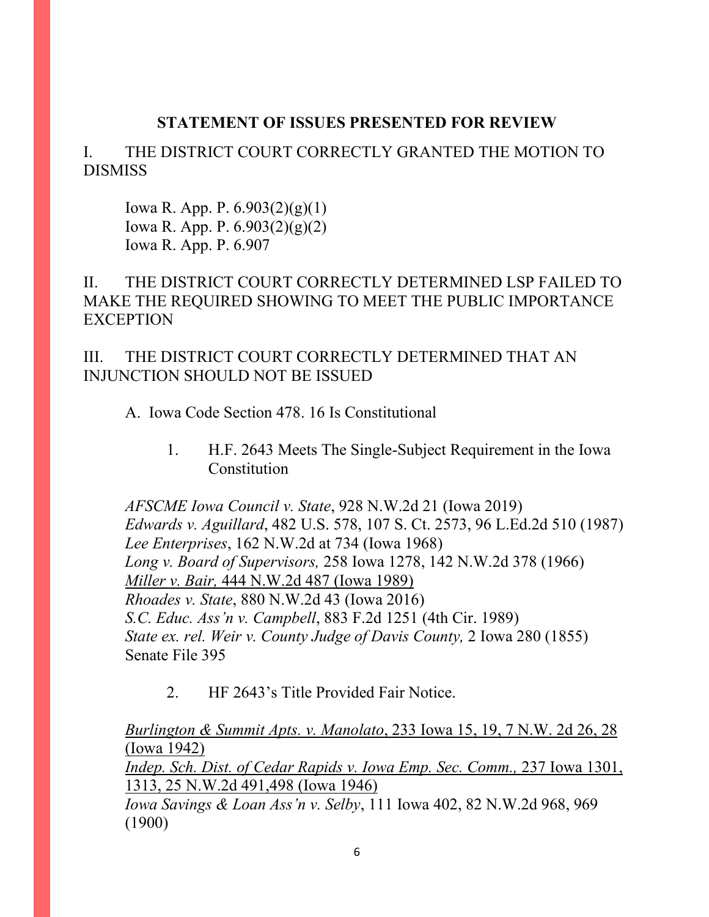## STATEMENT OF ISSUES PRESENTED FOR REVIEW

I. THE DISTRICT COURT CORRECTLY GRANTED THE MOTION TO DISMISS

Iowa R. App. P. 6.903(2)(g)(1)
Iowa R. App. P. 6.903(2)(g)(2)
Iowa R. App. P. 6.907

II. THE DISTRICT COURT CORRECTLY DETERMINED LSP FAILED TO MAKE THE REQUIRED SHOWING TO MEET THE PUBLIC IMPORTANCE EXCEPTION

III. THE DISTRICT COURT CORRECTLY DETERMINED THAT AN INJUNCTION SHOULD NOT BE ISSUED

A. Iowa Code Section 478. 16 Is Constitutional

1. H.F. 2643 Meets The Single-Subject Requirement in the Iowa Constitution

*AFSCME Iowa Council v. State*, 928 N.W.2d 21 (Iowa 2019)
*Edwards v. Aguillard*, 482 U.S. 578, 107 S. Ct. 2573, 96 L.Ed.2d 510 (1987)
*Lee Enterprises*, 162 N.W.2d at 734 (Iowa 1968)
*Long v. Board of Supervisors,* 258 Iowa 1278, 142 N.W.2d 378 (1966)
*Miller v. Bair,* 444 N.W.2d 487 (Iowa 1989)
*Rhoades v. State*, 880 N.W.2d 43 (Iowa 2016)
*S.C. Educ. Ass'n v. Campbell*, 883 F.2d 1251 (4th Cir. 1989)
*State ex. rel. Weir v. County Judge of Davis County,* 2 Iowa 280 (1855)
Senate File 395

2. HF 2643's Title Provided Fair Notice.

*Burlington & Summit Apts. v. Manolato*, 233 Iowa 15, 19, 7 N.W. 2d 26, 28 (Iowa 1942)
*Indep. Sch. Dist. of Cedar Rapids v. Iowa Emp. Sec. Comm.,* 237 Iowa 1301, 1313, 25 N.W.2d 491,498 (Iowa 1946)
*Iowa Savings & Loan Ass'n v. Selby*, 111 Iowa 402, 82 N.W.2d 968, 969 (1900)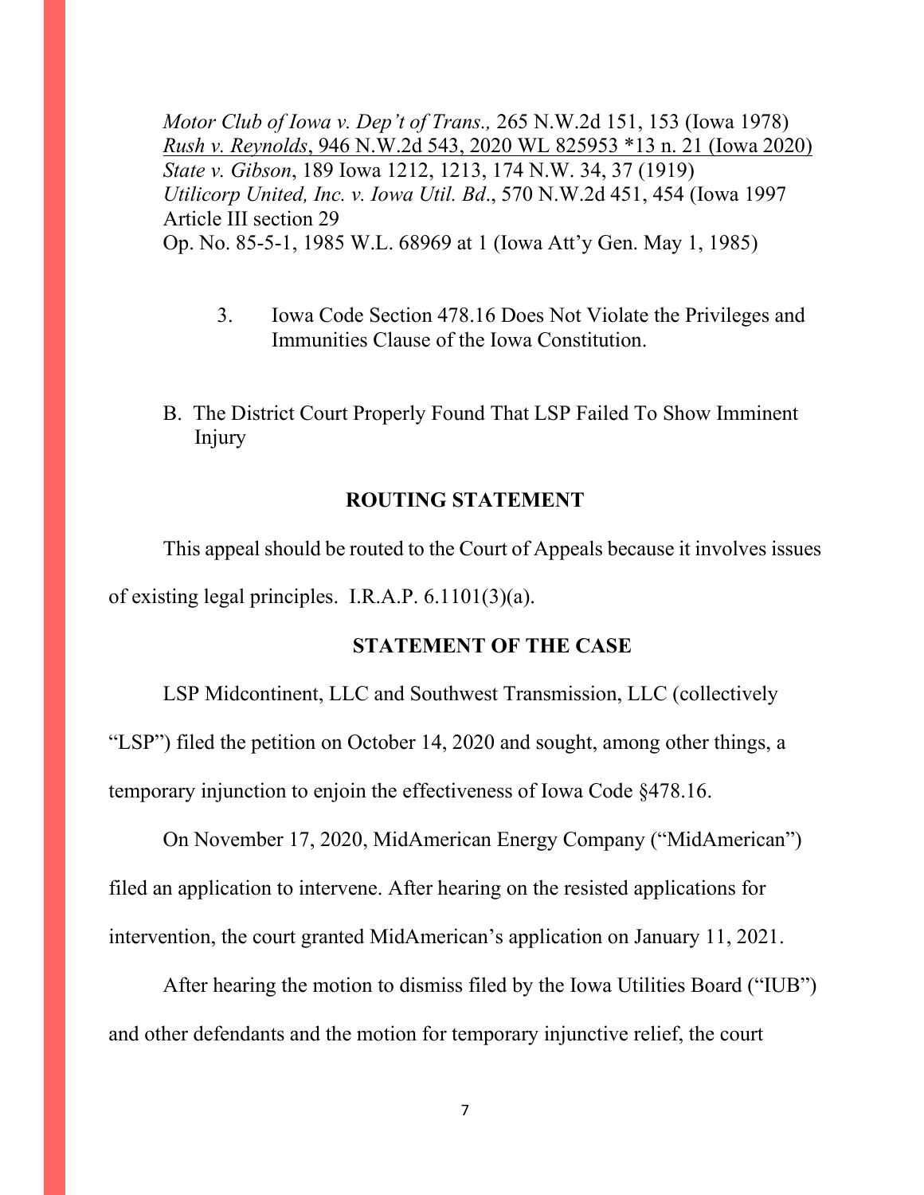*Motor Club of Iowa v. Dep't of Trans.,* 265 N.W.2d 151, 153 (Iowa 1978)
<u>*Rush v. Reynolds*, 946 N.W.2d 543, 2020 WL 825953 *13 n. 21 (Iowa 2020)</u>
*State v. Gibson*, 189 Iowa 1212, 1213, 174 N.W. 34, 37 (1919)
*Utilicorp United, Inc. v. Iowa Util. Bd*., 570 N.W.2d 451, 454 (Iowa 1997
Article III section 29
Op. No. 85-5-1, 1985 W.L. 68969 at 1 (Iowa Att'y Gen. May 1, 1985)

3. Iowa Code Section 478.16 Does Not Violate the Privileges and Immunities Clause of the Iowa Constitution.

B. The District Court Properly Found That LSP Failed To Show Imminent Injury

## ROUTING STATEMENT

This appeal should be routed to the Court of Appeals because it involves issues of existing legal principles. I.R.A.P. 6.1101(3)(a).

## STATEMENT OF THE CASE

LSP Midcontinent, LLC and Southwest Transmission, LLC (collectively "LSP") filed the petition on October 14, 2020 and sought, among other things, a temporary injunction to enjoin the effectiveness of Iowa Code §478.16.

On November 17, 2020, MidAmerican Energy Company ("MidAmerican") filed an application to intervene. After hearing on the resisted applications for intervention, the court granted MidAmerican's application on January 11, 2021.

After hearing the motion to dismiss filed by the Iowa Utilities Board ("IUB") and other defendants and the motion for temporary injunctive relief, the court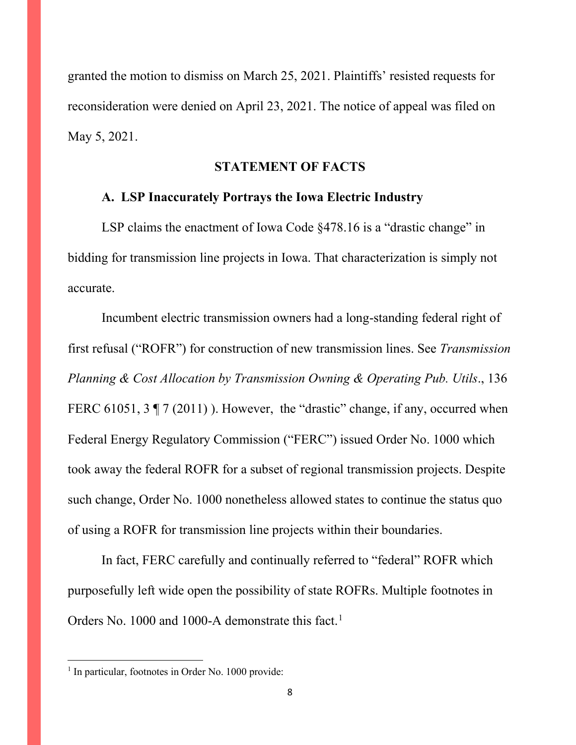granted the motion to dismiss on March 25, 2021. Plaintiffs' resisted requests for reconsideration were denied on April 23, 2021. The notice of appeal was filed on May 5, 2021.

## STATEMENT OF FACTS

### A. LSP Inaccurately Portrays the Iowa Electric Industry

LSP claims the enactment of Iowa Code §478.16 is a "drastic change" in bidding for transmission line projects in Iowa. That characterization is simply not accurate.

Incumbent electric transmission owners had a long-standing federal right of first refusal ("ROFR") for construction of new transmission lines. See *Transmission Planning & Cost Allocation by Transmission Owning & Operating Pub. Utils*., 136 FERC 61051, 3 ¶ 7 (2011) ). However, the "drastic" change, if any, occurred when Federal Energy Regulatory Commission ("FERC") issued Order No. 1000 which took away the federal ROFR for a subset of regional transmission projects. Despite such change, Order No. 1000 nonetheless allowed states to continue the status quo of using a ROFR for transmission line projects within their boundaries.

In fact, FERC carefully and continually referred to "federal" ROFR which purposefully left wide open the possibility of state ROFRs. Multiple footnotes in Orders No. 1000 and 1000-A demonstrate this fact.[1]

---

[1] In particular, footnotes in Order No. 1000 provide: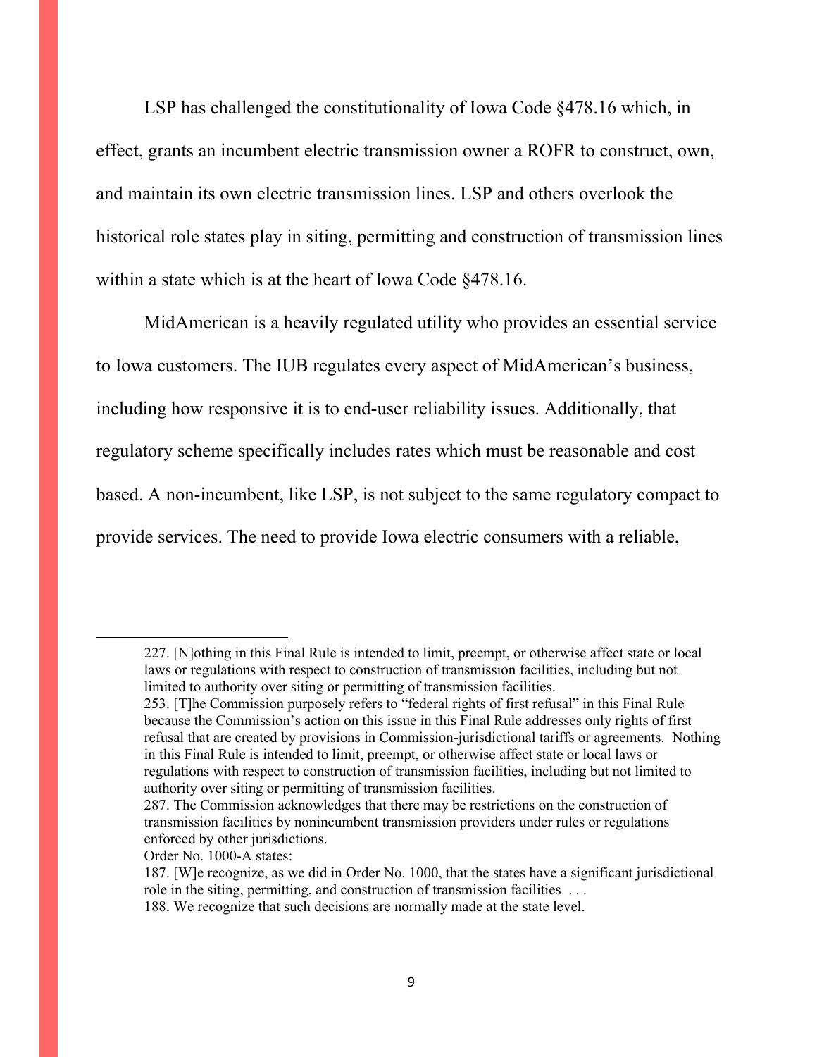LSP has challenged the constitutionality of Iowa Code §478.16 which, in effect, grants an incumbent electric transmission owner a ROFR to construct, own, and maintain its own electric transmission lines. LSP and others overlook the historical role states play in siting, permitting and construction of transmission lines within a state which is at the heart of Iowa Code §478.16.

MidAmerican is a heavily regulated utility who provides an essential service to Iowa customers. The IUB regulates every aspect of MidAmerican's business, including how responsive it is to end-user reliability issues. Additionally, that regulatory scheme specifically includes rates which must be reasonable and cost based. A non-incumbent, like LSP, is not subject to the same regulatory compact to provide services. The need to provide Iowa electric consumers with a reliable,

---

> 227. [N]othing in this Final Rule is intended to limit, preempt, or otherwise affect state or local laws or regulations with respect to construction of transmission facilities, including but not limited to authority over siting or permitting of transmission facilities.
>
> 253. [T]he Commission purposely refers to "federal rights of first refusal" in this Final Rule because the Commission's action on this issue in this Final Rule addresses only rights of first refusal that are created by provisions in Commission-jurisdictional tariffs or agreements. Nothing in this Final Rule is intended to limit, preempt, or otherwise affect state or local laws or regulations with respect to construction of transmission facilities, including but not limited to authority over siting or permitting of transmission facilities.
>
> 287. The Commission acknowledges that there may be restrictions on the construction of transmission facilities by nonincumbent transmission providers under rules or regulations enforced by other jurisdictions.

Order No. 1000-A states:

> 187. [W]e recognize, as we did in Order No. 1000, that the states have a significant jurisdictional role in the siting, permitting, and construction of transmission facilities . . .
>
> 188. We recognize that such decisions are normally made at the state level.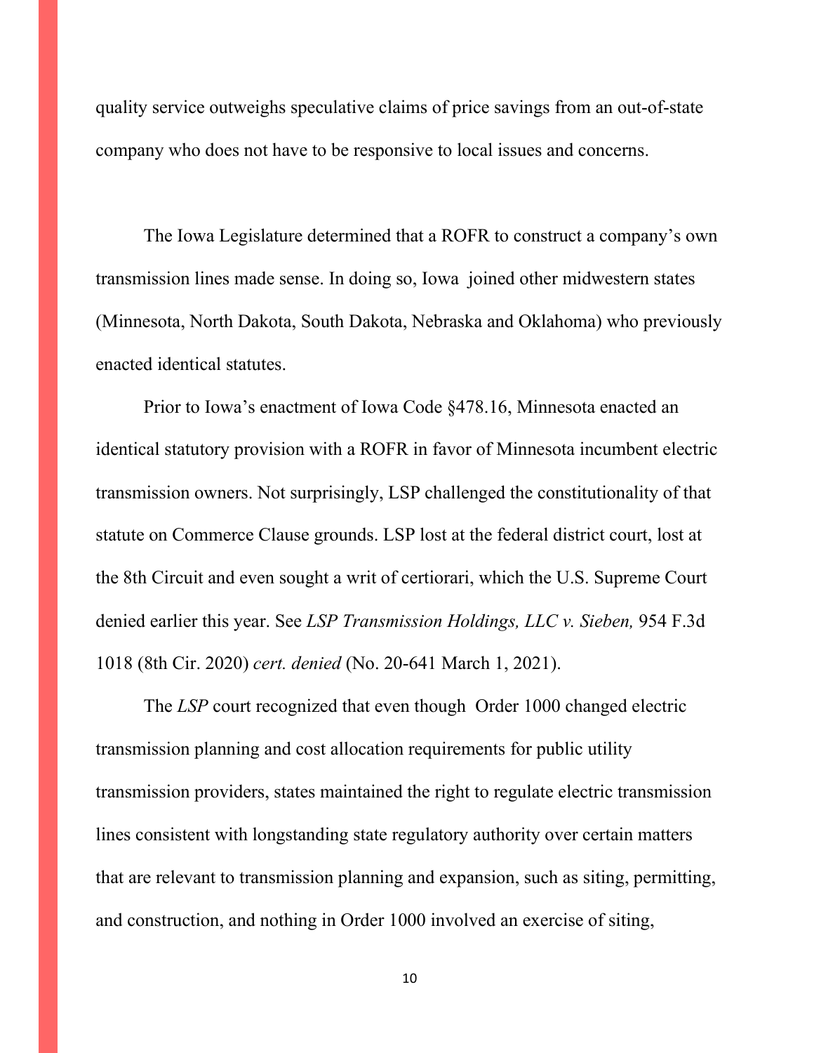quality service outweighs speculative claims of price savings from an out-of-state company who does not have to be responsive to local issues and concerns.

The Iowa Legislature determined that a ROFR to construct a company's own transmission lines made sense. In doing so, Iowa joined other midwestern states (Minnesota, North Dakota, South Dakota, Nebraska and Oklahoma) who previously enacted identical statutes.

Prior to Iowa's enactment of Iowa Code §478.16, Minnesota enacted an identical statutory provision with a ROFR in favor of Minnesota incumbent electric transmission owners. Not surprisingly, LSP challenged the constitutionality of that statute on Commerce Clause grounds. LSP lost at the federal district court, lost at the 8th Circuit and even sought a writ of certiorari, which the U.S. Supreme Court denied earlier this year. See *LSP Transmission Holdings, LLC v. Sieben,* 954 F.3d 1018 (8th Cir. 2020) *cert. denied* (No. 20-641 March 1, 2021).

The *LSP* court recognized that even though Order 1000 changed electric transmission planning and cost allocation requirements for public utility transmission providers, states maintained the right to regulate electric transmission lines consistent with longstanding state regulatory authority over certain matters that are relevant to transmission planning and expansion, such as siting, permitting, and construction, and nothing in Order 1000 involved an exercise of siting,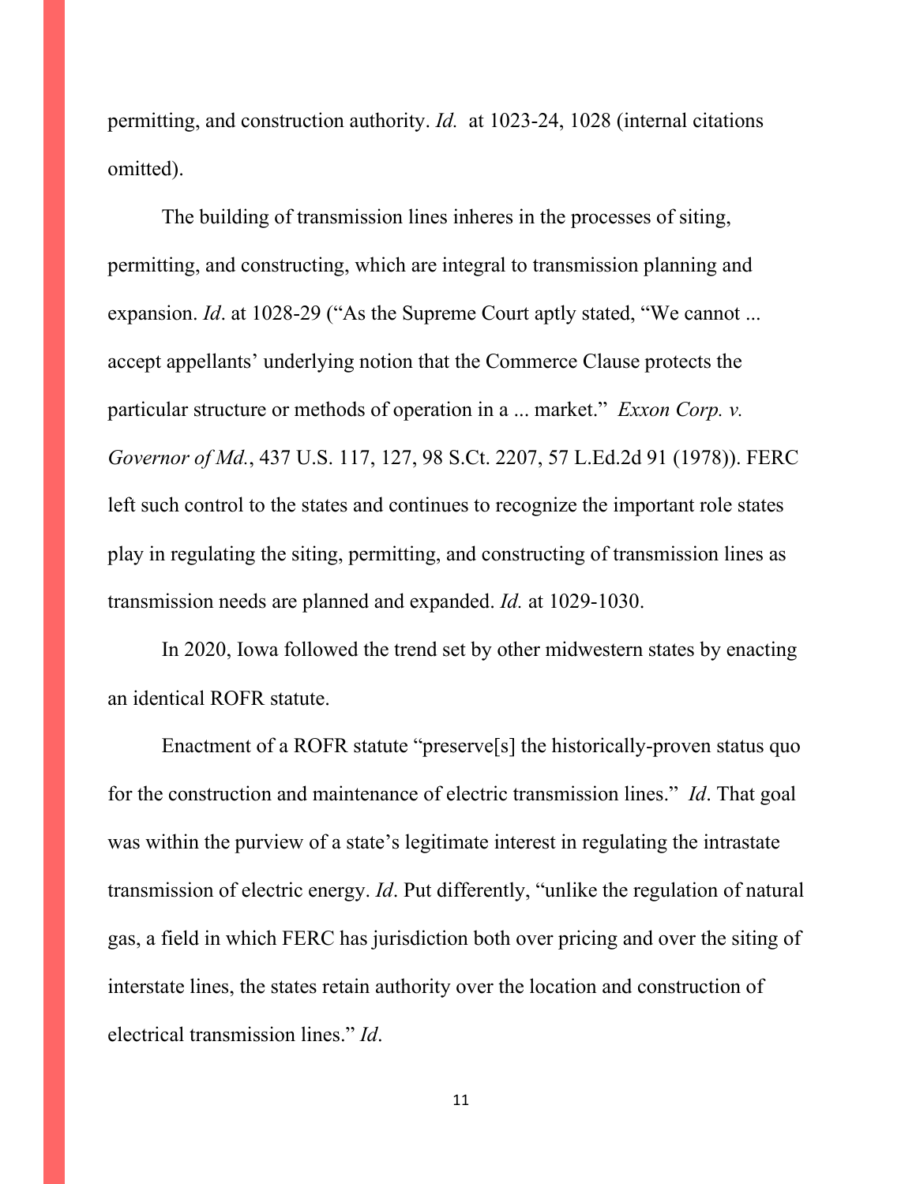permitting, and construction authority. *Id.* at 1023-24, 1028 (internal citations omitted).

The building of transmission lines inheres in the processes of siting, permitting, and constructing, which are integral to transmission planning and expansion. *Id*. at 1028-29 ("As the Supreme Court aptly stated, "We cannot ... accept appellants' underlying notion that the Commerce Clause protects the particular structure or methods of operation in a ... market." *Exxon Corp. v. Governor of Md.*, 437 U.S. 117, 127, 98 S.Ct. 2207, 57 L.Ed.2d 91 (1978)). FERC left such control to the states and continues to recognize the important role states play in regulating the siting, permitting, and constructing of transmission lines as transmission needs are planned and expanded. *Id.* at 1029-1030.

In 2020, Iowa followed the trend set by other midwestern states by enacting an identical ROFR statute.

Enactment of a ROFR statute "preserve[s] the historically-proven status quo for the construction and maintenance of electric transmission lines." *Id*. That goal was within the purview of a state's legitimate interest in regulating the intrastate transmission of electric energy. *Id*. Put differently, "unlike the regulation of natural gas, a field in which FERC has jurisdiction both over pricing and over the siting of interstate lines, the states retain authority over the location and construction of electrical transmission lines." *Id*.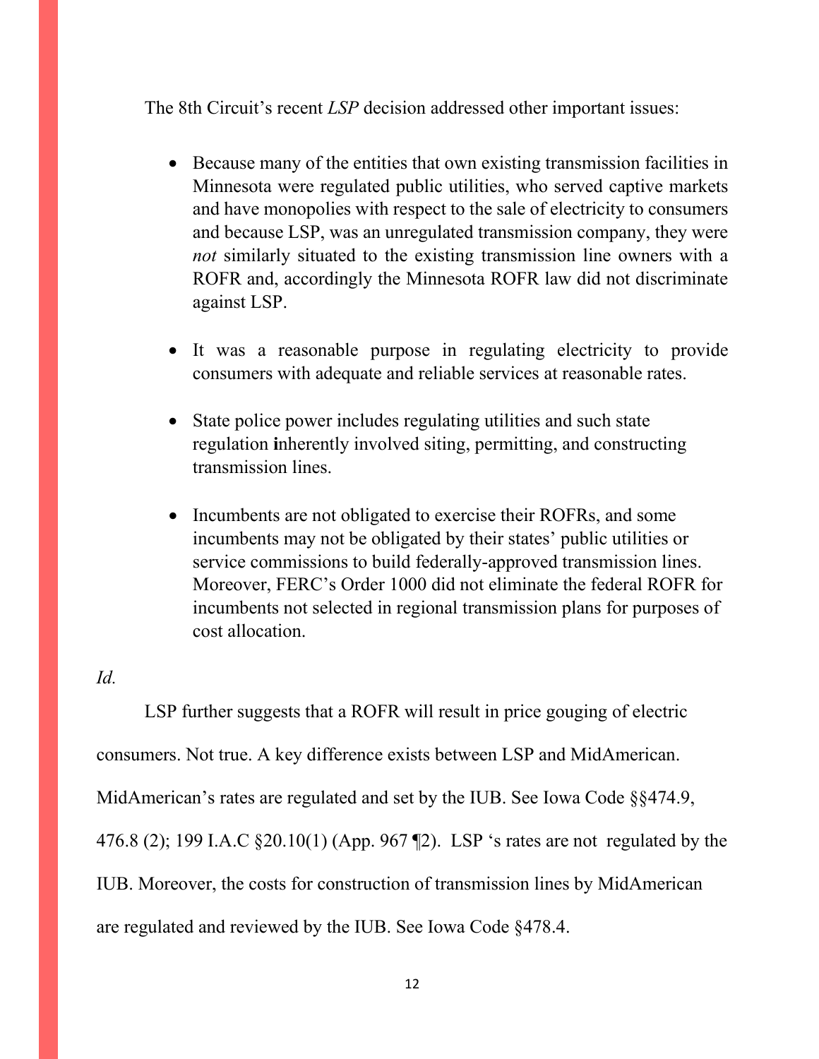The 8th Circuit's recent *LSP* decision addressed other important issues:

- Because many of the entities that own existing transmission facilities in Minnesota were regulated public utilities, who served captive markets and have monopolies with respect to the sale of electricity to consumers and because LSP, was an unregulated transmission company, they were *not* similarly situated to the existing transmission line owners with a ROFR and, accordingly the Minnesota ROFR law did not discriminate against LSP.

- It was a reasonable purpose in regulating electricity to provide consumers with adequate and reliable services at reasonable rates.

- State police power includes regulating utilities and such state regulation **i**nherently involved siting, permitting, and constructing transmission lines.

- Incumbents are not obligated to exercise their ROFRs, and some incumbents may not be obligated by their states' public utilities or service commissions to build federally-approved transmission lines. Moreover, FERC's Order 1000 did not eliminate the federal ROFR for incumbents not selected in regional transmission plans for purposes of cost allocation.

*Id.*

LSP further suggests that a ROFR will result in price gouging of electric consumers. Not true. A key difference exists between LSP and MidAmerican. MidAmerican's rates are regulated and set by the IUB. See Iowa Code §§474.9, 476.8 (2); 199 I.A.C §20.10(1) (App. 967 ¶2). LSP 's rates are not regulated by the IUB. Moreover, the costs for construction of transmission lines by MidAmerican are regulated and reviewed by the IUB. See Iowa Code §478.4.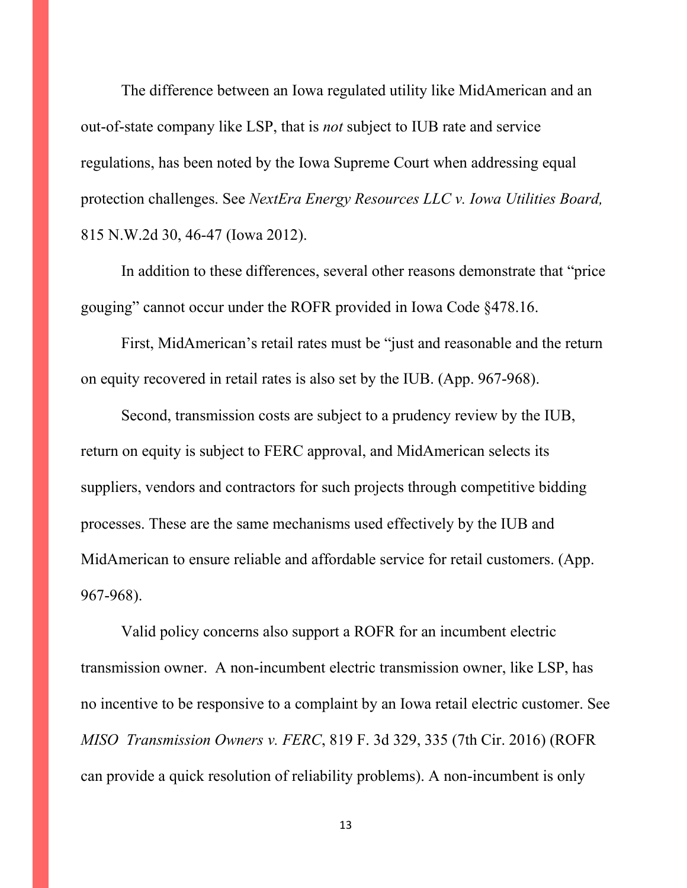The difference between an Iowa regulated utility like MidAmerican and an out-of-state company like LSP, that is *not* subject to IUB rate and service regulations, has been noted by the Iowa Supreme Court when addressing equal protection challenges. See *NextEra Energy Resources LLC v. Iowa Utilities Board,* 815 N.W.2d 30, 46-47 (Iowa 2012).

In addition to these differences, several other reasons demonstrate that "price gouging" cannot occur under the ROFR provided in Iowa Code §478.16.

First, MidAmerican's retail rates must be "just and reasonable and the return on equity recovered in retail rates is also set by the IUB. (App. 967-968).

Second, transmission costs are subject to a prudency review by the IUB, return on equity is subject to FERC approval, and MidAmerican selects its suppliers, vendors and contractors for such projects through competitive bidding processes. These are the same mechanisms used effectively by the IUB and MidAmerican to ensure reliable and affordable service for retail customers. (App. 967-968).

Valid policy concerns also support a ROFR for an incumbent electric transmission owner. A non-incumbent electric transmission owner, like LSP, has no incentive to be responsive to a complaint by an Iowa retail electric customer. See *MISO Transmission Owners v. FERC*, 819 F. 3d 329, 335 (7th Cir. 2016) (ROFR can provide a quick resolution of reliability problems). A non-incumbent is only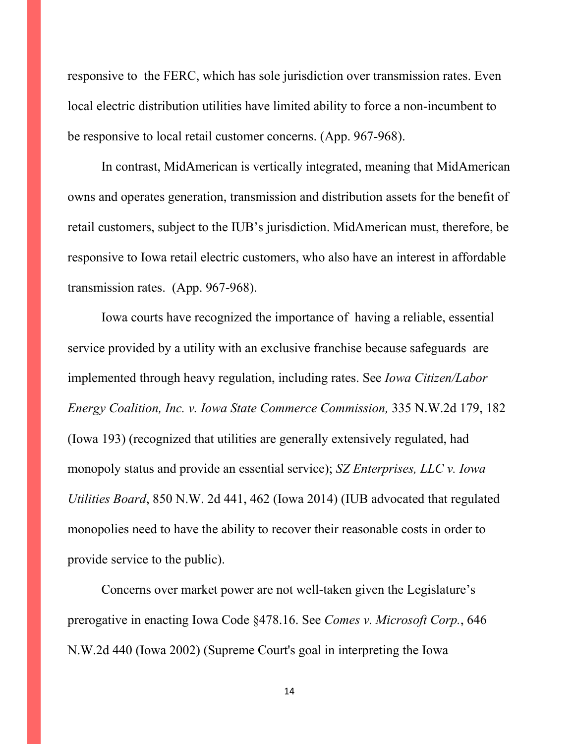responsive to  the FERC, which has sole jurisdiction over transmission rates. Even local electric distribution utilities have limited ability to force a non-incumbent to be responsive to local retail customer concerns. (App. 967-968).

In contrast, MidAmerican is vertically integrated, meaning that MidAmerican owns and operates generation, transmission and distribution assets for the benefit of retail customers, subject to the IUB's jurisdiction. MidAmerican must, therefore, be responsive to Iowa retail electric customers, who also have an interest in affordable transmission rates.  (App. 967-968).

Iowa courts have recognized the importance of  having a reliable, essential service provided by a utility with an exclusive franchise because safeguards  are implemented through heavy regulation, including rates. See *Iowa Citizen/Labor Energy Coalition, Inc. v. Iowa State Commerce Commission,* 335 N.W.2d 179, 182 (Iowa 193) (recognized that utilities are generally extensively regulated, had monopoly status and provide an essential service); *SZ Enterprises, LLC v. Iowa Utilities Board*, 850 N.W. 2d 441, 462 (Iowa 2014) (IUB advocated that regulated monopolies need to have the ability to recover their reasonable costs in order to provide service to the public).

Concerns over market power are not well-taken given the Legislature's prerogative in enacting Iowa Code §478.16. See *Comes v. Microsoft Corp.*, 646 N.W.2d 440 (Iowa 2002) (Supreme Court's goal in interpreting the Iowa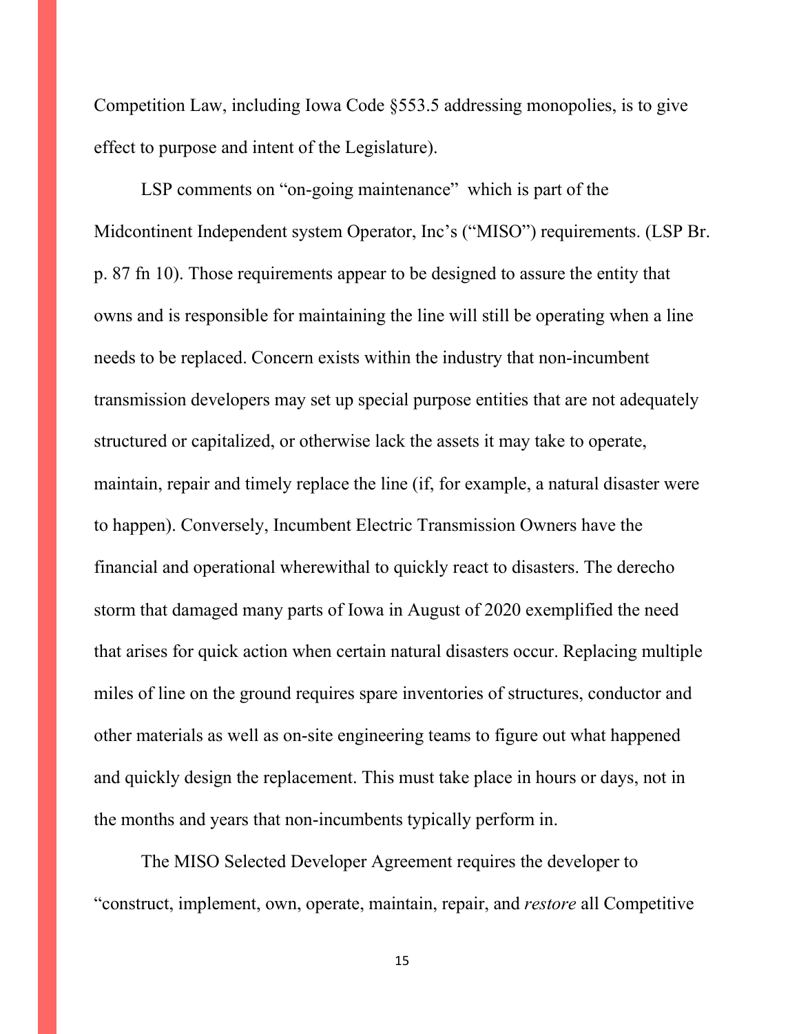Competition Law, including Iowa Code §553.5 addressing monopolies, is to give effect to purpose and intent of the Legislature).

LSP comments on "on-going maintenance"  which is part of the Midcontinent Independent system Operator, Inc's ("MISO") requirements. (LSP Br. p. 87 fn 10). Those requirements appear to be designed to assure the entity that owns and is responsible for maintaining the line will still be operating when a line needs to be replaced. Concern exists within the industry that non-incumbent transmission developers may set up special purpose entities that are not adequately structured or capitalized, or otherwise lack the assets it may take to operate, maintain, repair and timely replace the line (if, for example, a natural disaster were to happen). Conversely, Incumbent Electric Transmission Owners have the financial and operational wherewithal to quickly react to disasters. The derecho storm that damaged many parts of Iowa in August of 2020 exemplified the need that arises for quick action when certain natural disasters occur. Replacing multiple miles of line on the ground requires spare inventories of structures, conductor and other materials as well as on-site engineering teams to figure out what happened and quickly design the replacement. This must take place in hours or days, not in the months and years that non-incumbents typically perform in.

The MISO Selected Developer Agreement requires the developer to "construct, implement, own, operate, maintain, repair, and *restore* all Competitive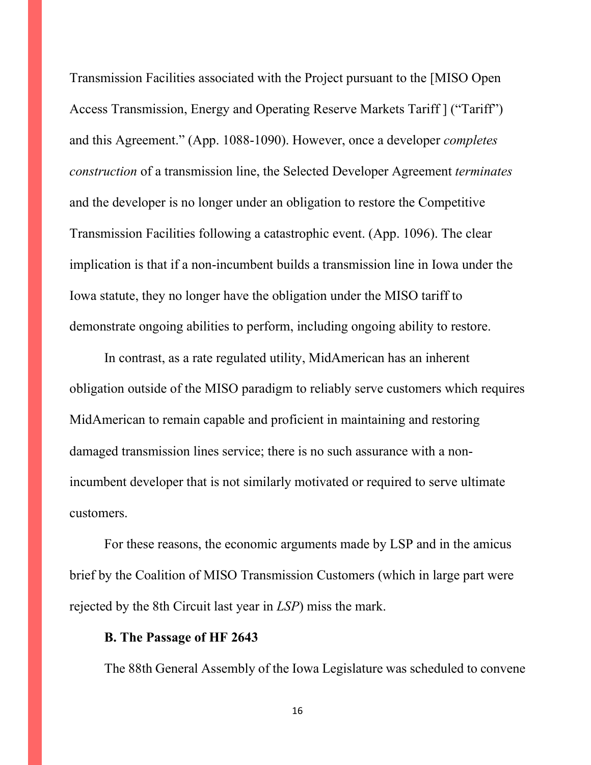Transmission Facilities associated with the Project pursuant to the [MISO Open Access Transmission, Energy and Operating Reserve Markets Tariff ] ("Tariff") and this Agreement." (App. 1088-1090). However, once a developer *completes construction* of a transmission line, the Selected Developer Agreement *terminates* and the developer is no longer under an obligation to restore the Competitive Transmission Facilities following a catastrophic event. (App. 1096). The clear implication is that if a non-incumbent builds a transmission line in Iowa under the Iowa statute, they no longer have the obligation under the MISO tariff to demonstrate ongoing abilities to perform, including ongoing ability to restore.

In contrast, as a rate regulated utility, MidAmerican has an inherent obligation outside of the MISO paradigm to reliably serve customers which requires MidAmerican to remain capable and proficient in maintaining and restoring damaged transmission lines service; there is no such assurance with a non-incumbent developer that is not similarly motivated or required to serve ultimate customers.

For these reasons, the economic arguments made by LSP and in the amicus brief by the Coalition of MISO Transmission Customers (which in large part were rejected by the 8th Circuit last year in *LSP*) miss the mark.

### B. The Passage of HF 2643

The 88th General Assembly of the Iowa Legislature was scheduled to convene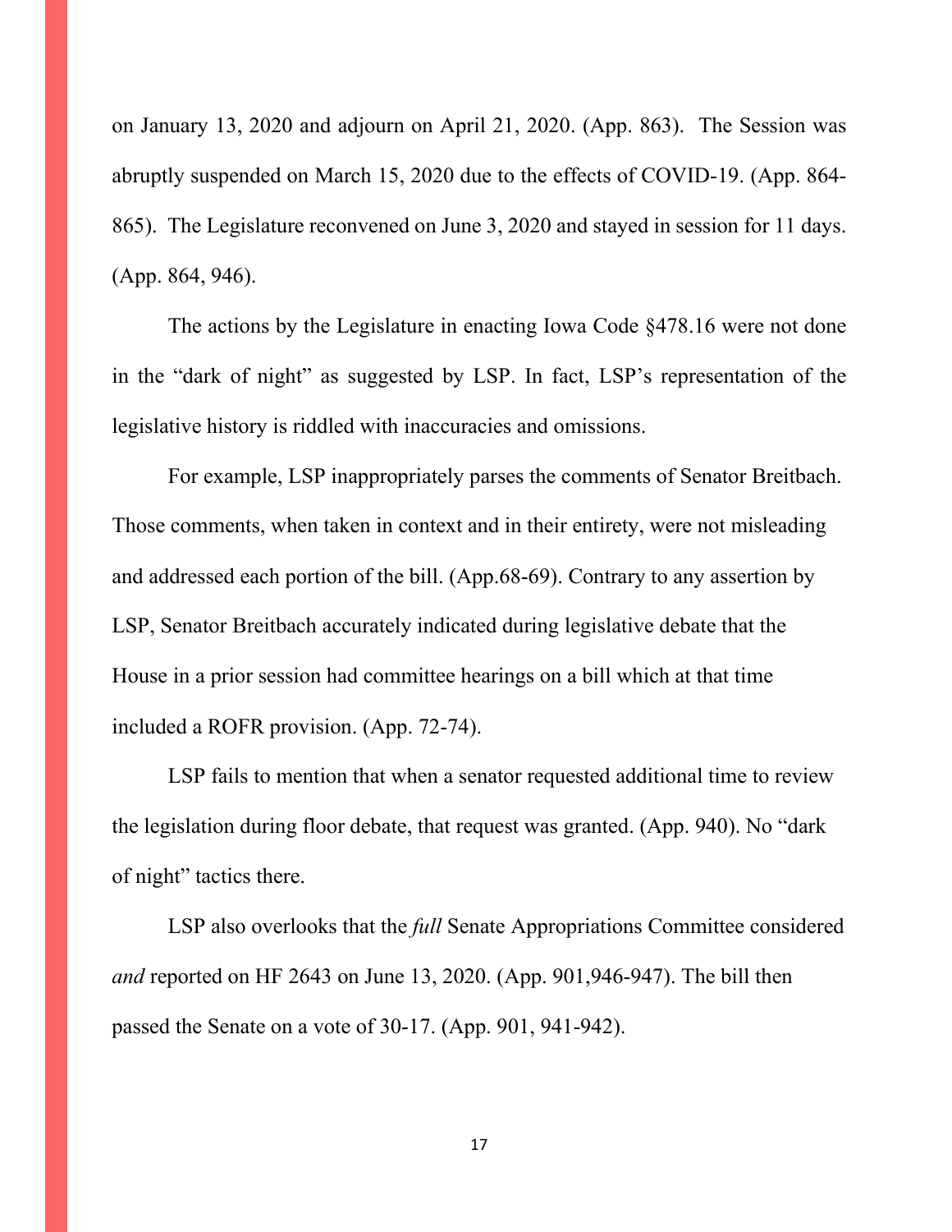on January 13, 2020 and adjourn on April 21, 2020. (App. 863). The Session was abruptly suspended on March 15, 2020 due to the effects of COVID-19. (App. 864-865). The Legislature reconvened on June 3, 2020 and stayed in session for 11 days. (App. 864, 946).

The actions by the Legislature in enacting Iowa Code §478.16 were not done in the "dark of night" as suggested by LSP. In fact, LSP's representation of the legislative history is riddled with inaccuracies and omissions.

For example, LSP inappropriately parses the comments of Senator Breitbach. Those comments, when taken in context and in their entirety, were not misleading and addressed each portion of the bill. (App.68-69). Contrary to any assertion by LSP, Senator Breitbach accurately indicated during legislative debate that the House in a prior session had committee hearings on a bill which at that time included a ROFR provision. (App. 72-74).

LSP fails to mention that when a senator requested additional time to review the legislation during floor debate, that request was granted. (App. 940). No "dark of night" tactics there.

LSP also overlooks that the *full* Senate Appropriations Committee considered *and* reported on HF 2643 on June 13, 2020. (App. 901,946-947). The bill then passed the Senate on a vote of 30-17. (App. 901, 941-942).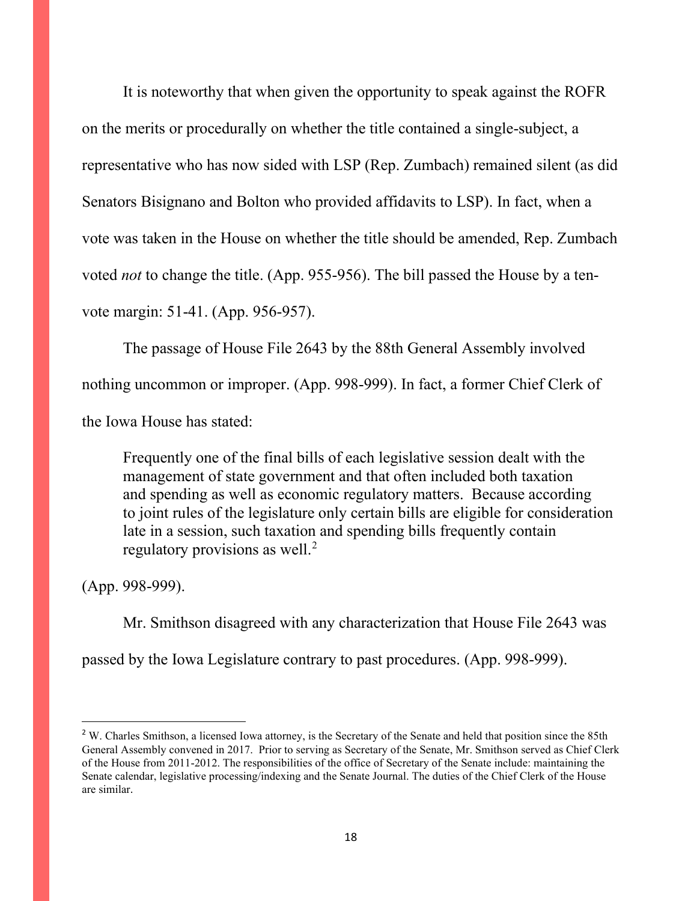It is noteworthy that when given the opportunity to speak against the ROFR on the merits or procedurally on whether the title contained a single-subject, a representative who has now sided with LSP (Rep. Zumbach) remained silent (as did Senators Bisignano and Bolton who provided affidavits to LSP). In fact, when a vote was taken in the House on whether the title should be amended, Rep. Zumbach voted *not* to change the title. (App. 955-956). The bill passed the House by a ten-vote margin: 51-41. (App. 956-957).

The passage of House File 2643 by the 88th General Assembly involved nothing uncommon or improper. (App. 998-999). In fact, a former Chief Clerk of the Iowa House has stated:

> Frequently one of the final bills of each legislative session dealt with the management of state government and that often included both taxation and spending as well as economic regulatory matters. Because according to joint rules of the legislature only certain bills are eligible for consideration late in a session, such taxation and spending bills frequently contain regulatory provisions as well.[2]

(App. 998-999).

Mr. Smithson disagreed with any characterization that House File 2643 was passed by the Iowa Legislature contrary to past procedures. (App. 998-999).

---

[2] W. Charles Smithson, a licensed Iowa attorney, is the Secretary of the Senate and held that position since the 85th General Assembly convened in 2017. Prior to serving as Secretary of the Senate, Mr. Smithson served as Chief Clerk of the House from 2011-2012. The responsibilities of the office of Secretary of the Senate include: maintaining the Senate calendar, legislative processing/indexing and the Senate Journal. The duties of the Chief Clerk of the House are similar.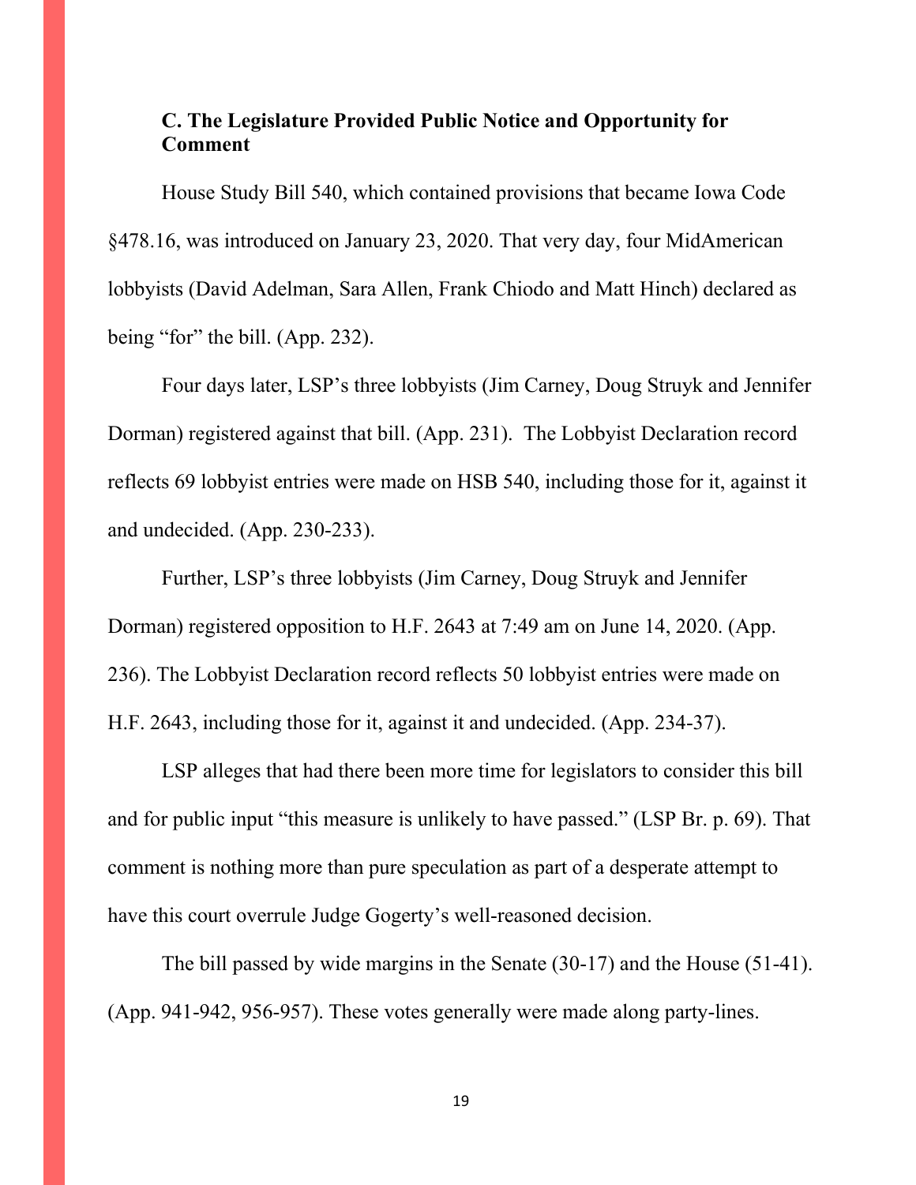### C. The Legislature Provided Public Notice and Opportunity for Comment

House Study Bill 540, which contained provisions that became Iowa Code §478.16, was introduced on January 23, 2020. That very day, four MidAmerican lobbyists (David Adelman, Sara Allen, Frank Chiodo and Matt Hinch) declared as being "for" the bill. (App. 232).

Four days later, LSP's three lobbyists (Jim Carney, Doug Struyk and Jennifer Dorman) registered against that bill. (App. 231). The Lobbyist Declaration record reflects 69 lobbyist entries were made on HSB 540, including those for it, against it and undecided. (App. 230-233).

Further, LSP's three lobbyists (Jim Carney, Doug Struyk and Jennifer Dorman) registered opposition to H.F. 2643 at 7:49 am on June 14, 2020. (App. 236). The Lobbyist Declaration record reflects 50 lobbyist entries were made on H.F. 2643, including those for it, against it and undecided. (App. 234-37).

LSP alleges that had there been more time for legislators to consider this bill and for public input "this measure is unlikely to have passed." (LSP Br. p. 69). That comment is nothing more than pure speculation as part of a desperate attempt to have this court overrule Judge Gogerty's well-reasoned decision.

The bill passed by wide margins in the Senate (30-17) and the House (51-41). (App. 941-942, 956-957). These votes generally were made along party-lines.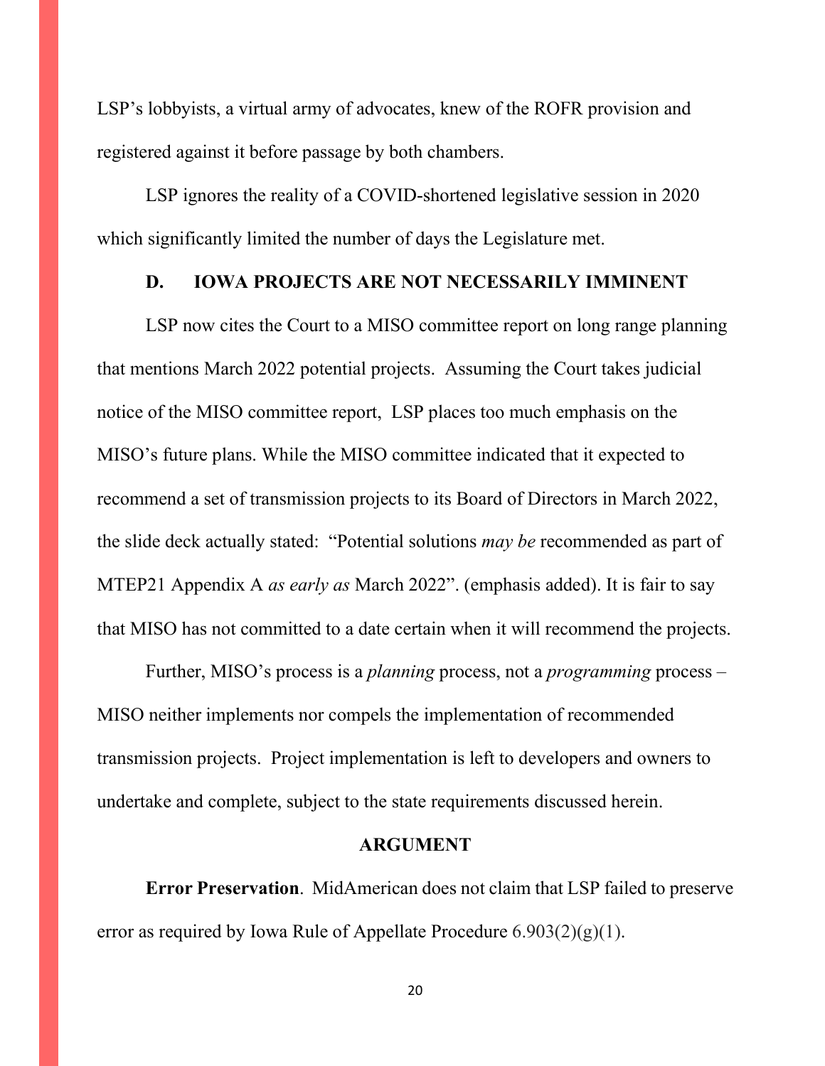LSP's lobbyists, a virtual army of advocates, knew of the ROFR provision and registered against it before passage by both chambers.

LSP ignores the reality of a COVID-shortened legislative session in 2020 which significantly limited the number of days the Legislature met.

### D. IOWA PROJECTS ARE NOT NECESSARILY IMMINENT

LSP now cites the Court to a MISO committee report on long range planning that mentions March 2022 potential projects. Assuming the Court takes judicial notice of the MISO committee report, LSP places too much emphasis on the MISO's future plans. While the MISO committee indicated that it expected to recommend a set of transmission projects to its Board of Directors in March 2022, the slide deck actually stated: "Potential solutions *may be* recommended as part of MTEP21 Appendix A *as early as* March 2022". (emphasis added). It is fair to say that MISO has not committed to a date certain when it will recommend the projects.

Further, MISO's process is a *planning* process, not a *programming* process – MISO neither implements nor compels the implementation of recommended transmission projects. Project implementation is left to developers and owners to undertake and complete, subject to the state requirements discussed herein.

## ARGUMENT

**Error Preservation**. MidAmerican does not claim that LSP failed to preserve error as required by Iowa Rule of Appellate Procedure 6.903(2)(g)(1).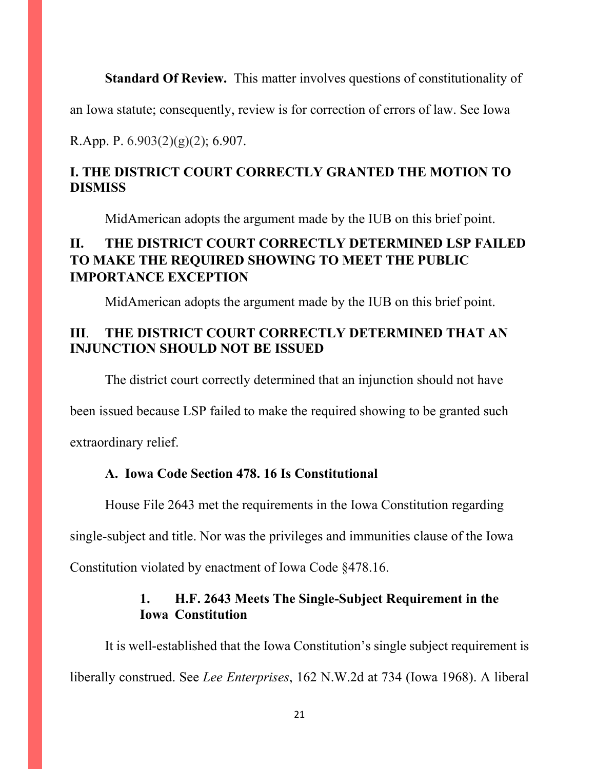**Standard Of Review.** This matter involves questions of constitutionality of an Iowa statute; consequently, review is for correction of errors of law. See Iowa R.App. P. 6.903(2)(g)(2); 6.907.

## I. THE DISTRICT COURT CORRECTLY GRANTED THE MOTION TO DISMISS

MidAmerican adopts the argument made by the IUB on this brief point.

## II. THE DISTRICT COURT CORRECTLY DETERMINED LSP FAILED TO MAKE THE REQUIRED SHOWING TO MEET THE PUBLIC IMPORTANCE EXCEPTION

MidAmerican adopts the argument made by the IUB on this brief point.

## III. THE DISTRICT COURT CORRECTLY DETERMINED THAT AN INJUNCTION SHOULD NOT BE ISSUED

The district court correctly determined that an injunction should not have been issued because LSP failed to make the required showing to be granted such extraordinary relief.

### A. Iowa Code Section 478. 16 Is Constitutional

House File 2643 met the requirements in the Iowa Constitution regarding single-subject and title. Nor was the privileges and immunities clause of the Iowa Constitution violated by enactment of Iowa Code §478.16.

#### 1. H.F. 2643 Meets The Single-Subject Requirement in the Iowa Constitution

It is well-established that the Iowa Constitution's single subject requirement is liberally construed. See *Lee Enterprises*, 162 N.W.2d at 734 (Iowa 1968). A liberal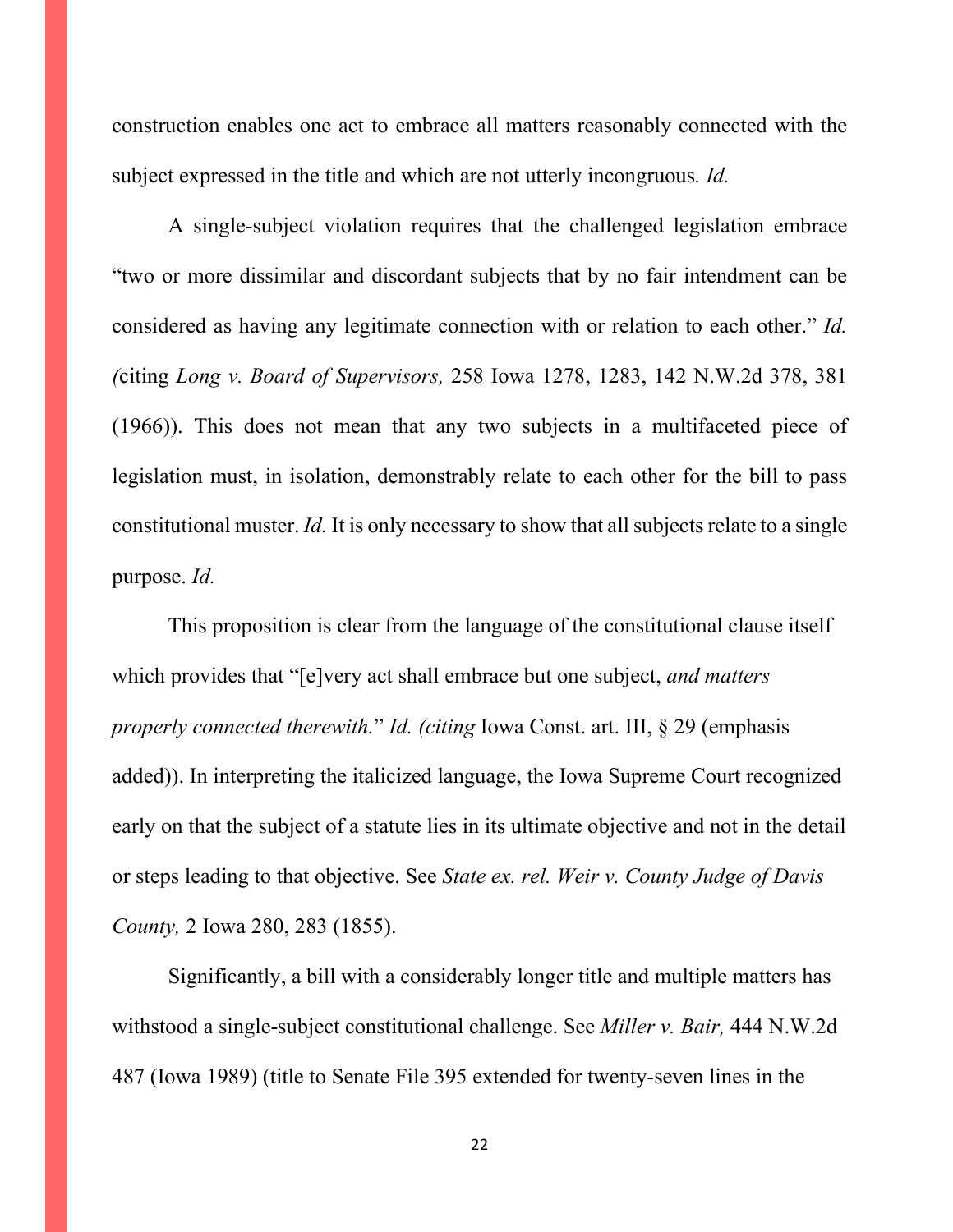construction enables one act to embrace all matters reasonably connected with the subject expressed in the title and which are not utterly incongruous. *Id.*

A single-subject violation requires that the challenged legislation embrace "two or more dissimilar and discordant subjects that by no fair intendment can be considered as having any legitimate connection with or relation to each other." *Id. (*citing *Long v. Board of Supervisors,* 258 Iowa 1278, 1283, 142 N.W.2d 378, 381 (1966)). This does not mean that any two subjects in a multifaceted piece of legislation must, in isolation, demonstrably relate to each other for the bill to pass constitutional muster. *Id.* It is only necessary to show that all subjects relate to a single purpose. *Id.*

This proposition is clear from the language of the constitutional clause itself which provides that "[e]very act shall embrace but one subject, *and matters properly connected therewith.*" *Id. (citing* Iowa Const. art. III, § 29 (emphasis added)). In interpreting the italicized language, the Iowa Supreme Court recognized early on that the subject of a statute lies in its ultimate objective and not in the detail or steps leading to that objective. See *State ex. rel. Weir v. County Judge of Davis County,* 2 Iowa 280, 283 (1855).

Significantly, a bill with a considerably longer title and multiple matters has withstood a single-subject constitutional challenge. See *Miller v. Bair,* 444 N.W.2d 487 (Iowa 1989) (title to Senate File 395 extended for twenty-seven lines in the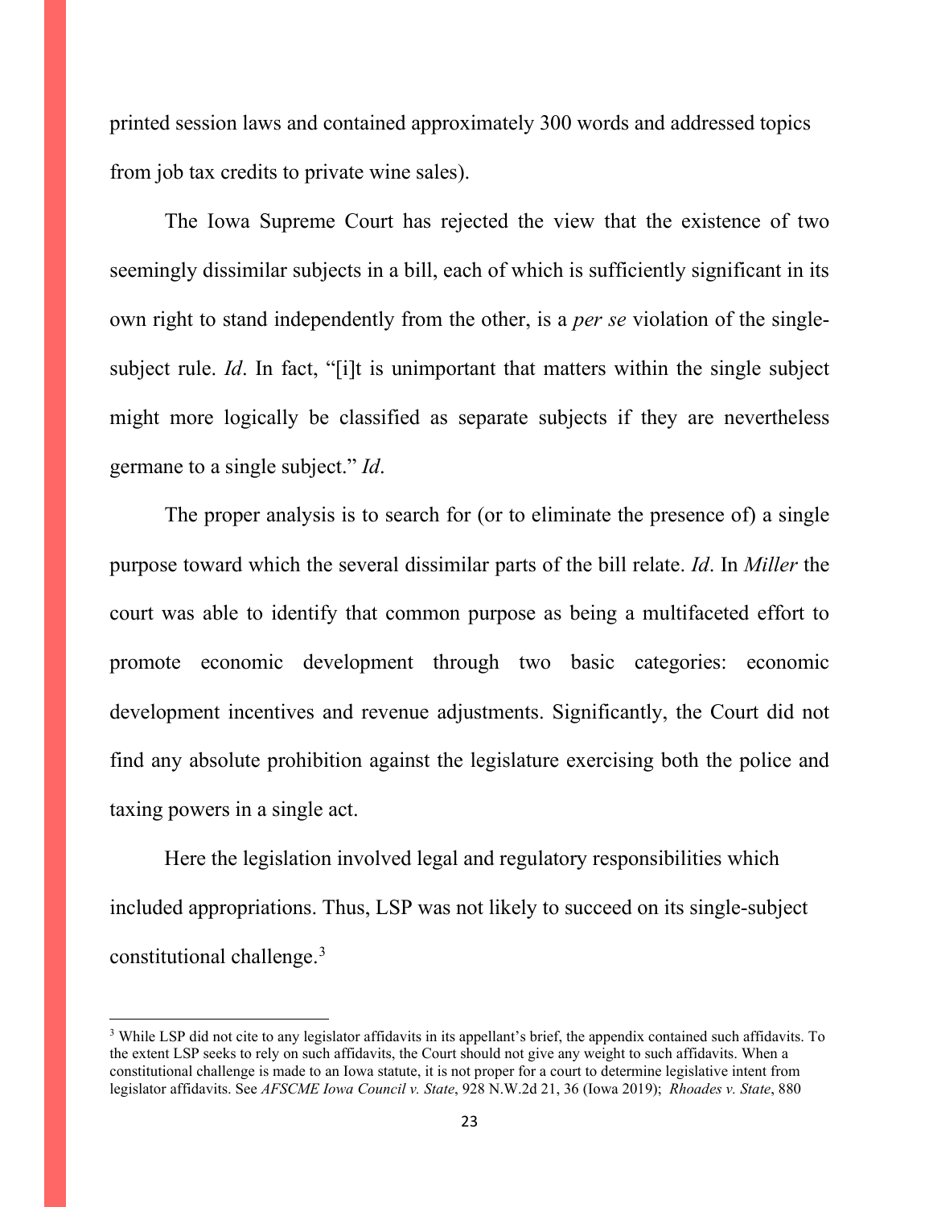printed session laws and contained approximately 300 words and addressed topics from job tax credits to private wine sales).

The Iowa Supreme Court has rejected the view that the existence of two seemingly dissimilar subjects in a bill, each of which is sufficiently significant in its own right to stand independently from the other, is a *per se* violation of the single-subject rule. *Id*. In fact, "[i]t is unimportant that matters within the single subject might more logically be classified as separate subjects if they are nevertheless germane to a single subject." *Id*.

The proper analysis is to search for (or to eliminate the presence of) a single purpose toward which the several dissimilar parts of the bill relate. *Id*. In *Miller* the court was able to identify that common purpose as being a multifaceted effort to promote economic development through two basic categories: economic development incentives and revenue adjustments. Significantly, the Court did not find any absolute prohibition against the legislature exercising both the police and taxing powers in a single act.

Here the legislation involved legal and regulatory responsibilities which included appropriations. Thus, LSP was not likely to succeed on its single-subject constitutional challenge.[3]

---

[3] While LSP did not cite to any legislator affidavits in its appellant's brief, the appendix contained such affidavits. To the extent LSP seeks to rely on such affidavits, the Court should not give any weight to such affidavits. When a constitutional challenge is made to an Iowa statute, it is not proper for a court to determine legislative intent from legislator affidavits. See *AFSCME Iowa Council v. State*, 928 N.W.2d 21, 36 (Iowa 2019); *Rhoades v. State*, 880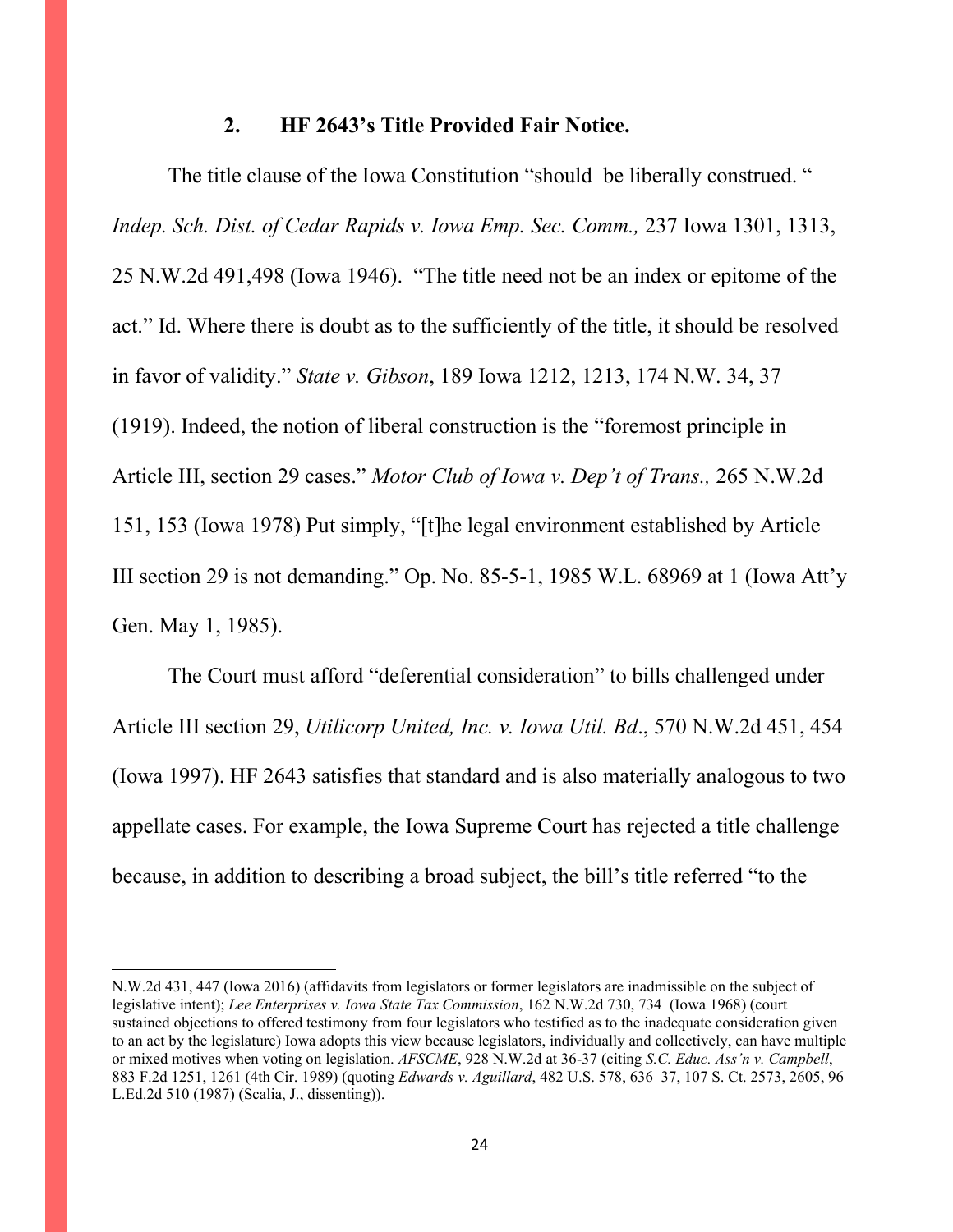### 2. HF 2643's Title Provided Fair Notice.

The title clause of the Iowa Constitution "should be liberally construed. " *Indep. Sch. Dist. of Cedar Rapids v. Iowa Emp. Sec. Comm.,* 237 Iowa 1301, 1313, 25 N.W.2d 491,498 (Iowa 1946). "The title need not be an index or epitome of the act." Id. Where there is doubt as to the sufficiently of the title, it should be resolved in favor of validity." *State v. Gibson*, 189 Iowa 1212, 1213, 174 N.W. 34, 37 (1919). Indeed, the notion of liberal construction is the "foremost principle in Article III, section 29 cases." *Motor Club of Iowa v. Dep't of Trans.,* 265 N.W.2d 151, 153 (Iowa 1978) Put simply, "[t]he legal environment established by Article III section 29 is not demanding." Op. No. 85-5-1, 1985 W.L. 68969 at 1 (Iowa Att'y Gen. May 1, 1985).

The Court must afford "deferential consideration" to bills challenged under Article III section 29, *Utilicorp United, Inc. v. Iowa Util. Bd*., 570 N.W.2d 451, 454 (Iowa 1997). HF 2643 satisfies that standard and is also materially analogous to two appellate cases. For example, the Iowa Supreme Court has rejected a title challenge because, in addition to describing a broad subject, the bill's title referred "to the

---

N.W.2d 431, 447 (Iowa 2016) (affidavits from legislators or former legislators are inadmissible on the subject of legislative intent); *Lee Enterprises v. Iowa State Tax Commission*, 162 N.W.2d 730, 734 (Iowa 1968) (court sustained objections to offered testimony from four legislators who testified as to the inadequate consideration given to an act by the legislature) Iowa adopts this view because legislators, individually and collectively, can have multiple or mixed motives when voting on legislation. *AFSCME*, 928 N.W.2d at 36-37 (citing *S.C. Educ. Ass'n v. Campbell*, 883 F.2d 1251, 1261 (4th Cir. 1989) (quoting *Edwards v. Aguillard*, 482 U.S. 578, 636–37, 107 S. Ct. 2573, 2605, 96 L.Ed.2d 510 (1987) (Scalia, J., dissenting)).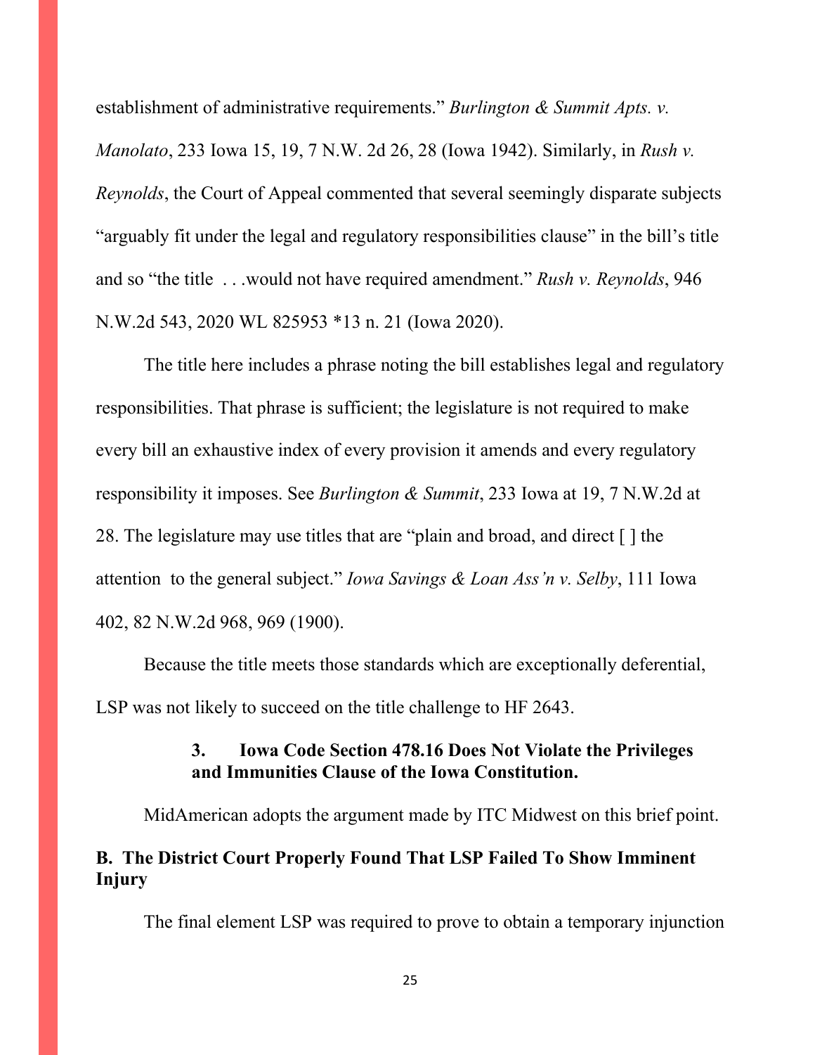establishment of administrative requirements." *Burlington & Summit Apts. v. Manolato*, 233 Iowa 15, 19, 7 N.W. 2d 26, 28 (Iowa 1942). Similarly, in *Rush v. Reynolds*, the Court of Appeal commented that several seemingly disparate subjects "arguably fit under the legal and regulatory responsibilities clause" in the bill's title and so "the title . . .would not have required amendment." *Rush v. Reynolds*, 946 N.W.2d 543, 2020 WL 825953 *13 n. 21 (Iowa 2020).

The title here includes a phrase noting the bill establishes legal and regulatory responsibilities. That phrase is sufficient; the legislature is not required to make every bill an exhaustive index of every provision it amends and every regulatory responsibility it imposes. See *Burlington & Summit*, 233 Iowa at 19, 7 N.W.2d at 28. The legislature may use titles that are "plain and broad, and direct [ ] the attention to the general subject." *Iowa Savings & Loan Ass'n v. Selby*, 111 Iowa 402, 82 N.W.2d 968, 969 (1900).

Because the title meets those standards which are exceptionally deferential, LSP was not likely to succeed on the title challenge to HF 2643.

### 3. Iowa Code Section 478.16 Does Not Violate the Privileges and Immunities Clause of the Iowa Constitution.

MidAmerican adopts the argument made by ITC Midwest on this brief point.

## B. The District Court Properly Found That LSP Failed To Show Imminent Injury

The final element LSP was required to prove to obtain a temporary injunction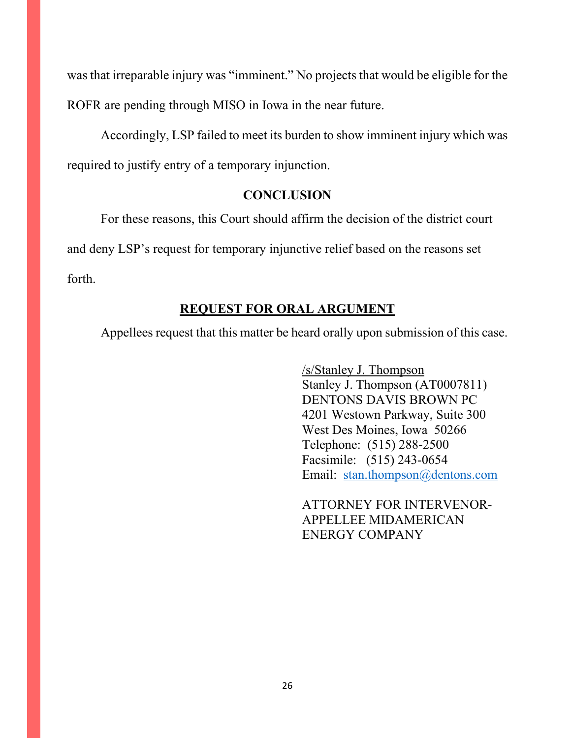was that irreparable injury was "imminent." No projects that would be eligible for the ROFR are pending through MISO in Iowa in the near future.

Accordingly, LSP failed to meet its burden to show imminent injury which was required to justify entry of a temporary injunction.

## CONCLUSION

For these reasons, this Court should affirm the decision of the district court and deny LSP's request for temporary injunctive relief based on the reasons set forth.

## REQUEST FOR ORAL ARGUMENT

Appellees request that this matter be heard orally upon submission of this case.

/s/Stanley J. Thompson
Stanley J. Thompson (AT0007811)
DENTONS DAVIS BROWN PC
4201 Westown Parkway, Suite 300
West Des Moines, Iowa 50266
Telephone: (515) 288-2500
Facsimile: (515) 243-0654
Email: stan.thompson@dentons.com

ATTORNEY FOR INTERVENOR-APPELLEE MIDAMERICAN ENERGY COMPANY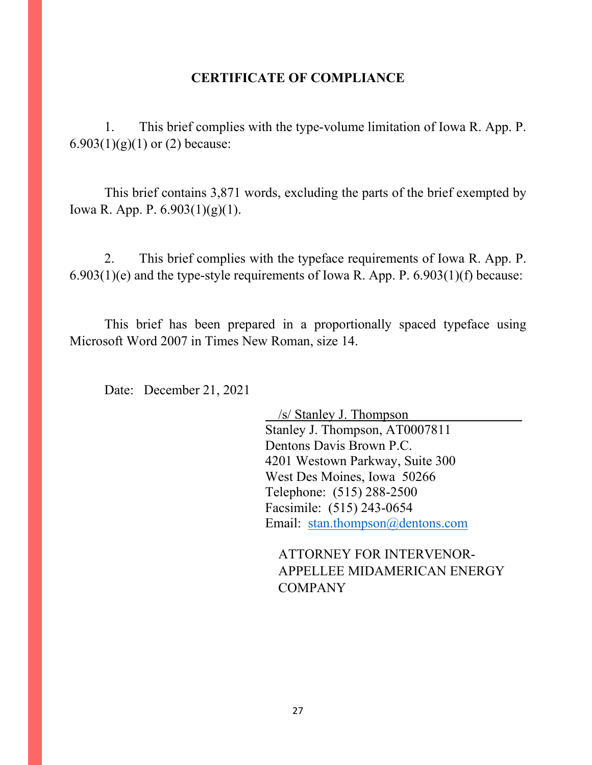## CERTIFICATE OF COMPLIANCE

1. This brief complies with the type-volume limitation of Iowa R. App. P. 6.903(1)(g)(1) or (2) because:

This brief contains 3,871 words, excluding the parts of the brief exempted by Iowa R. App. P. 6.903(1)(g)(1).

2. This brief complies with the typeface requirements of Iowa R. App. P. 6.903(1)(e) and the type-style requirements of Iowa R. App. P. 6.903(1)(f) because:

This brief has been prepared in a proportionally spaced typeface using Microsoft Word 2007 in Times New Roman, size 14.

Date: December 21, 2021

/s/ Stanley J. Thompson
Stanley J. Thompson, AT0007811
Dentons Davis Brown P.C.
4201 Westown Parkway, Suite 300
West Des Moines, Iowa 50266
Telephone: (515) 288-2500
Facsimile: (515) 243-0654
Email: stan.thompson@dentons.com

ATTORNEY FOR INTERVENOR-APPELLEE MIDAMERICAN ENERGY COMPANY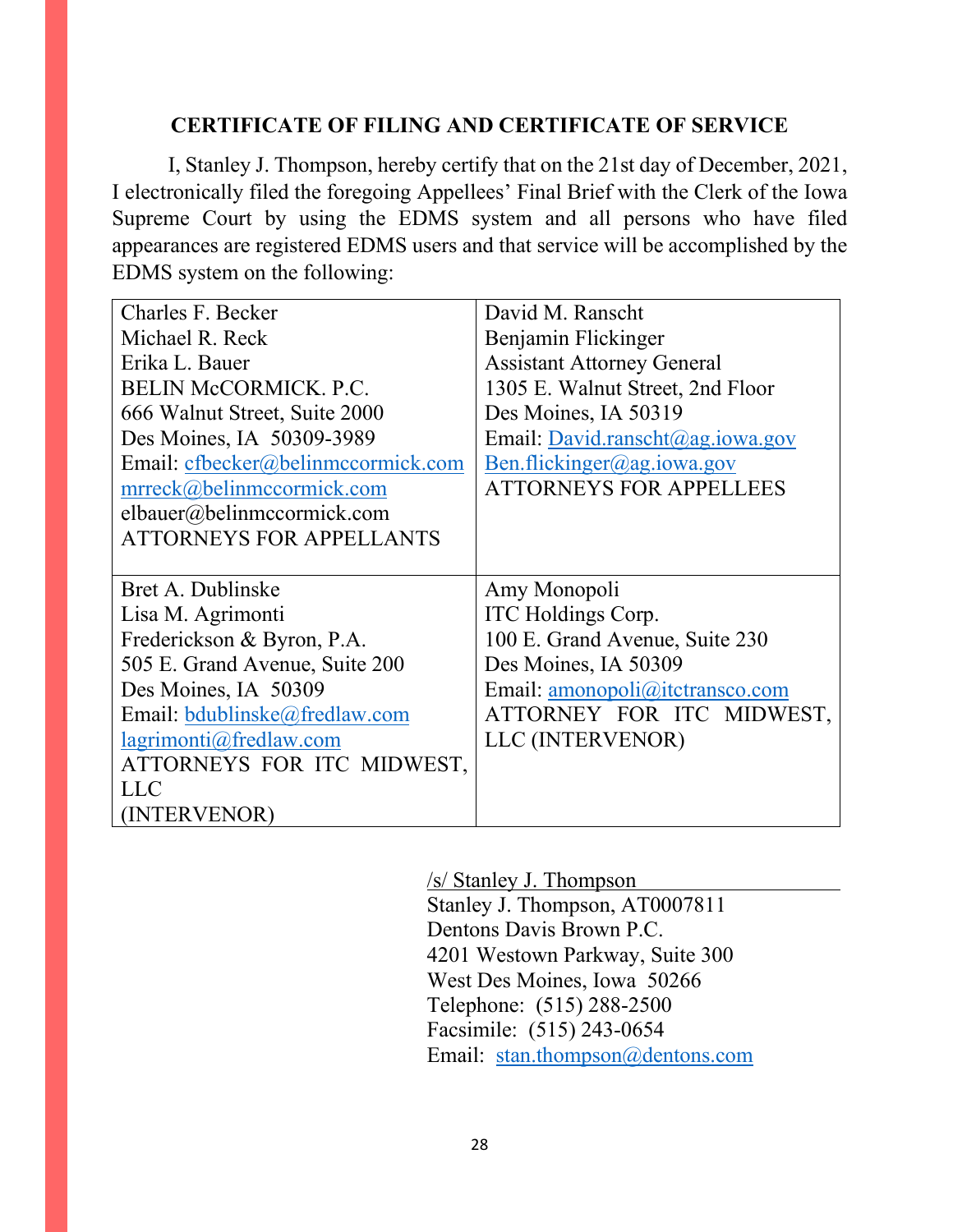## CERTIFICATE OF FILING AND CERTIFICATE OF SERVICE

I, Stanley J. Thompson, hereby certify that on the 21st day of December, 2021, I electronically filed the foregoing Appellees' Final Brief with the Clerk of the Iowa Supreme Court by using the EDMS system and all persons who have filed appearances are registered EDMS users and that service will be accomplished by the EDMS system on the following:

| | |
|---|---|
| Charles F. Becker<br>Michael R. Reck<br>Erika L. Bauer<br>BELIN McCORMICK. P.C.<br>666 Walnut Street, Suite 2000<br>Des Moines, IA 50309-3989<br>Email: cfbecker@belinmccormick.com<br>mrreck@belinmccormick.com<br>elbauer@belinmccormick.com<br>ATTORNEYS FOR APPELLANTS | David M. Ranscht<br>Benjamin Flickinger<br>Assistant Attorney General<br>1305 E. Walnut Street, 2nd Floor<br>Des Moines, IA 50319<br>Email: David.ranscht@ag.iowa.gov<br>Ben.flickinger@ag.iowa.gov<br>ATTORNEYS FOR APPELLEES |
| Bret A. Dublinske<br>Lisa M. Agrimonti<br>Frederickson & Byron, P.A.<br>505 E. Grand Avenue, Suite 200<br>Des Moines, IA 50309<br>Email: bdublinske@fredlaw.com<br>lagrimonti@fredlaw.com<br>ATTORNEYS FOR ITC MIDWEST, LLC<br>(INTERVENOR) | Amy Monopoli<br>ITC Holdings Corp.<br>100 E. Grand Avenue, Suite 230<br>Des Moines, IA 50309<br>Email: amonopoli@itctransco.com<br>ATTORNEY FOR ITC MIDWEST, LLC (INTERVENOR) |

/s/ Stanley J. Thompson
Stanley J. Thompson, AT0007811
Dentons Davis Brown P.C.
4201 Westown Parkway, Suite 300
West Des Moines, Iowa 50266
Telephone: (515) 288-2500
Facsimile: (515) 243-0654
Email: stan.thompson@dentons.com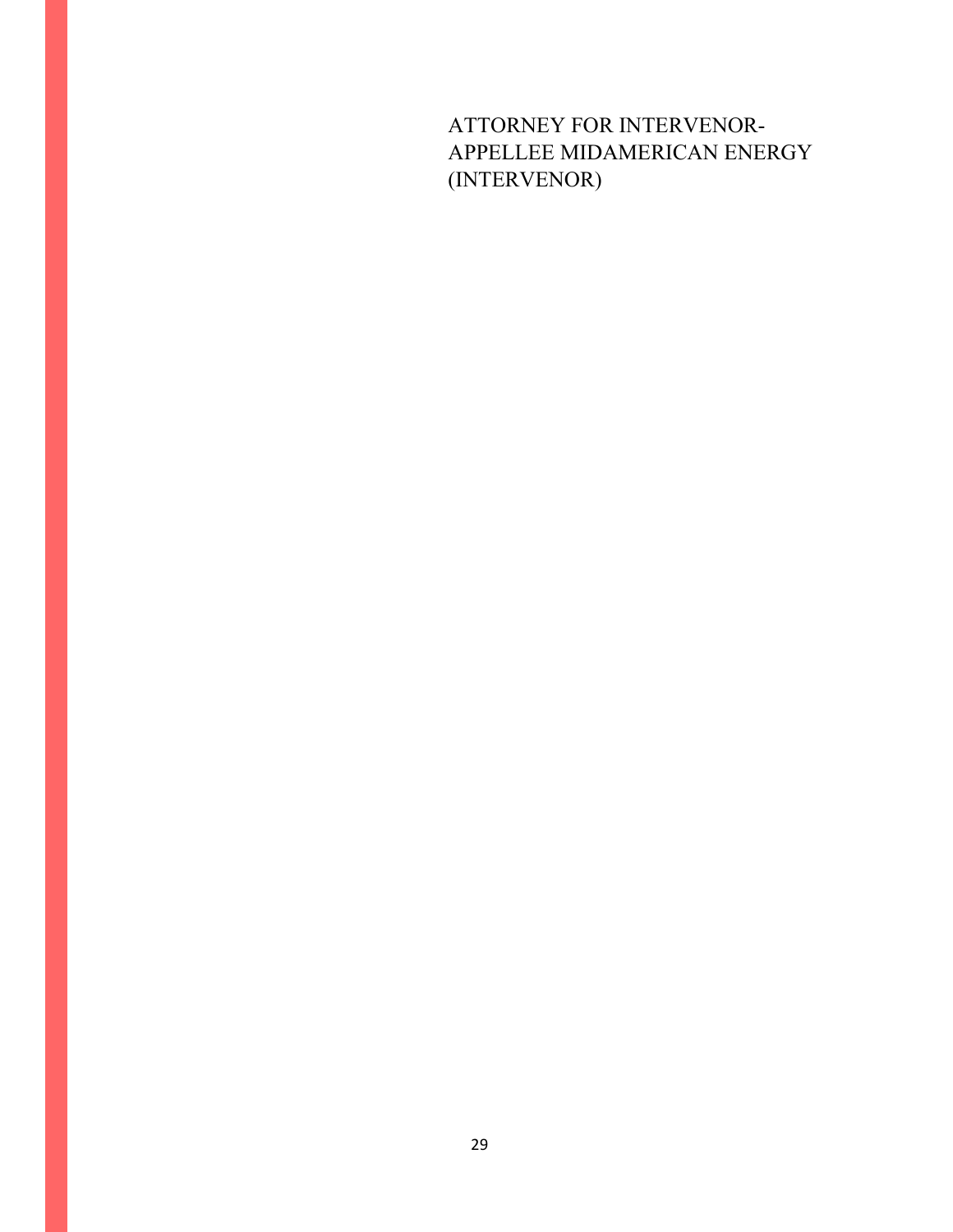ATTORNEY FOR INTERVENOR-
APPELLEE MIDAMERICAN ENERGY
(INTERVENOR)